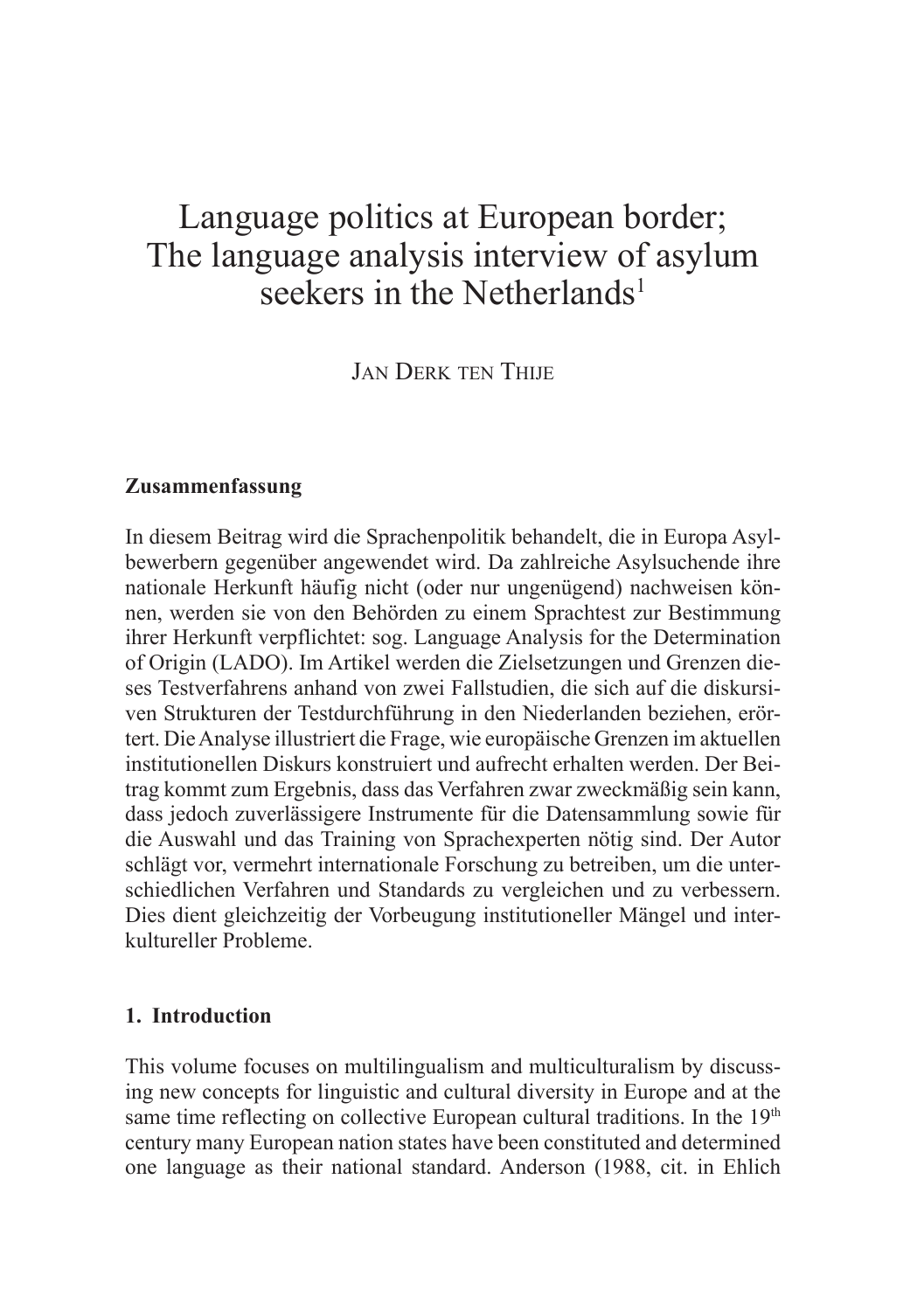# Language politics at European border; The language analysis interview of asylum seekers in the Netherlands[1]

JAN DERK TEN THIJE

### Zusammenfassung

In diesem Beitrag wird die Sprachenpolitik behandelt, die in Europa Asylbewerbern gegenüber angewendet wird. Da zahlreiche Asylsuchende ihre nationale Herkunft häufig nicht (oder nur ungenügend) nachweisen können, werden sie von den Behörden zu einem Sprachtest zur Bestimmung ihrer Herkunft verpflichtet: sog. Language Analysis for the Determination of Origin (LADO). Im Artikel werden die Zielsetzungen und Grenzen dieses Testverfahrens anhand von zwei Fallstudien, die sich auf die diskursiven Strukturen der Testdurchführung in den Niederlanden beziehen, erörtert. Die Analyse illustriert die Frage, wie europäische Grenzen im aktuellen institutionellen Diskurs konstruiert und aufrecht erhalten werden. Der Beitrag kommt zum Ergebnis, dass das Verfahren zwar zweckmäßig sein kann, dass jedoch zuverlässigere Instrumente für die Datensammlung sowie für die Auswahl und das Training von Sprachexperten nötig sind. Der Autor schlägt vor, vermehrt internationale Forschung zu betreiben, um die unterschiedlichen Verfahren und Standards zu vergleichen und zu verbessern. Dies dient gleichzeitig der Vorbeugung institutioneller Mängel und interkultureller Probleme.

### 1. Introduction

This volume focuses on multilingualism and multiculturalism by discussing new concepts for linguistic and cultural diversity in Europe and at the same time reflecting on collective European cultural traditions. In the 19th century many European nation states have been constituted and determined one language as their national standard. Anderson (1988, cit. in Ehlich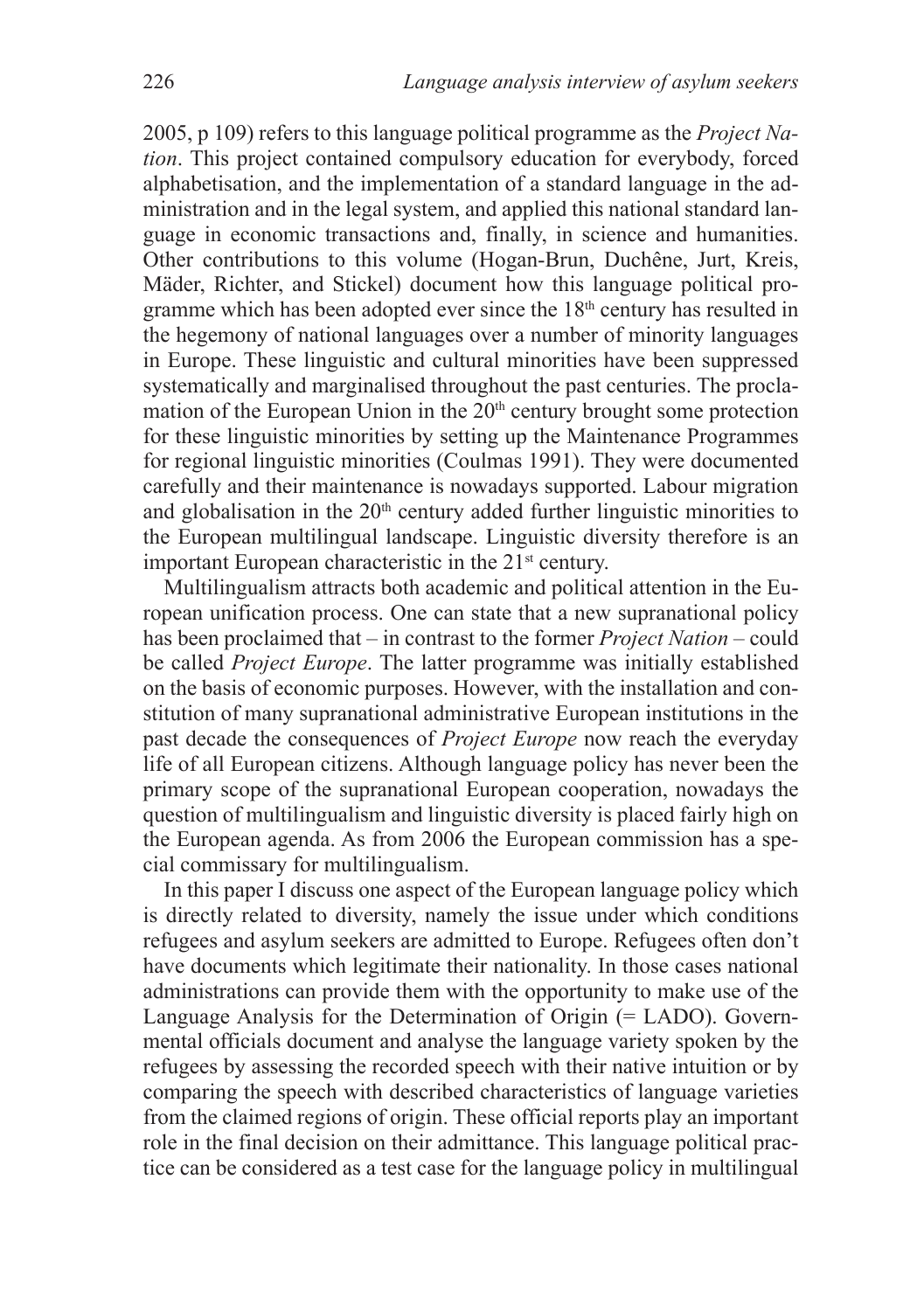2005, p 109) refers to this language political programme as the *Project Nation*. This project contained compulsory education for everybody, forced alphabetisation, and the implementation of a standard language in the administration and in the legal system, and applied this national standard language in economic transactions and, finally, in science and humanities. Other contributions to this volume (Hogan-Brun, Duchêne, Jurt, Kreis, Mäder, Richter, and Stickel) document how this language political programme which has been adopted ever since the 18th century has resulted in the hegemony of national languages over a number of minority languages in Europe. These linguistic and cultural minorities have been suppressed systematically and marginalised throughout the past centuries. The proclamation of the European Union in the 20th century brought some protection for these linguistic minorities by setting up the Maintenance Programmes for regional linguistic minorities (Coulmas 1991). They were documented carefully and their maintenance is nowadays supported. Labour migration and globalisation in the 20th century added further linguistic minorities to the European multilingual landscape. Linguistic diversity therefore is an important European characteristic in the 21st century.

Multilingualism attracts both academic and political attention in the European unification process. One can state that a new supranational policy has been proclaimed that – in contrast to the former *Project Nation* – could be called *Project Europe*. The latter programme was initially established on the basis of economic purposes. However, with the installation and constitution of many supranational administrative European institutions in the past decade the consequences of *Project Europe* now reach the everyday life of all European citizens. Although language policy has never been the primary scope of the supranational European cooperation, nowadays the question of multilingualism and linguistic diversity is placed fairly high on the European agenda. As from 2006 the European commission has a special commissary for multilingualism.

In this paper I discuss one aspect of the European language policy which is directly related to diversity, namely the issue under which conditions refugees and asylum seekers are admitted to Europe. Refugees often don't have documents which legitimate their nationality. In those cases national administrations can provide them with the opportunity to make use of the Language Analysis for the Determination of Origin (= LADO). Governmental officials document and analyse the language variety spoken by the refugees by assessing the recorded speech with their native intuition or by comparing the speech with described characteristics of language varieties from the claimed regions of origin. These official reports play an important role in the final decision on their admittance. This language political practice can be considered as a test case for the language policy in multilingual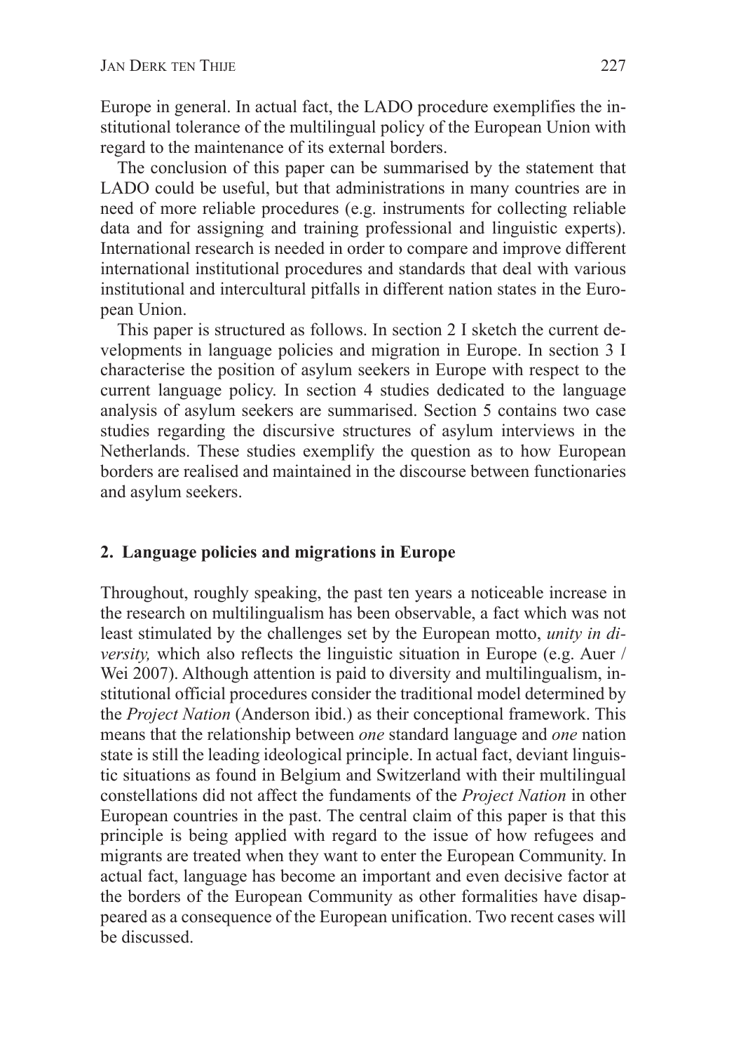Europe in general. In actual fact, the LADO procedure exemplifies the institutional tolerance of the multilingual policy of the European Union with regard to the maintenance of its external borders.

The conclusion of this paper can be summarised by the statement that LADO could be useful, but that administrations in many countries are in need of more reliable procedures (e.g. instruments for collecting reliable data and for assigning and training professional and linguistic experts). International research is needed in order to compare and improve different international institutional procedures and standards that deal with various institutional and intercultural pitfalls in different nation states in the European Union.

This paper is structured as follows. In section 2 I sketch the current developments in language policies and migration in Europe. In section 3 I characterise the position of asylum seekers in Europe with respect to the current language policy. In section 4 studies dedicated to the language analysis of asylum seekers are summarised. Section 5 contains two case studies regarding the discursive structures of asylum interviews in the Netherlands. These studies exemplify the question as to how European borders are realised and maintained in the discourse between functionaries and asylum seekers.

## 2. Language policies and migrations in Europe

Throughout, roughly speaking, the past ten years a noticeable increase in the research on multilingualism has been observable, a fact which was not least stimulated by the challenges set by the European motto, *unity in diversity,* which also reflects the linguistic situation in Europe (e.g. Auer / Wei 2007). Although attention is paid to diversity and multilingualism, institutional official procedures consider the traditional model determined by the *Project Nation* (Anderson ibid.) as their conceptional framework. This means that the relationship between *one* standard language and *one* nation state is still the leading ideological principle. In actual fact, deviant linguistic situations as found in Belgium and Switzerland with their multilingual constellations did not affect the fundaments of the *Project Nation* in other European countries in the past. The central claim of this paper is that this principle is being applied with regard to the issue of how refugees and migrants are treated when they want to enter the European Community. In actual fact, language has become an important and even decisive factor at the borders of the European Community as other formalities have disappeared as a consequence of the European unification. Two recent cases will be discussed.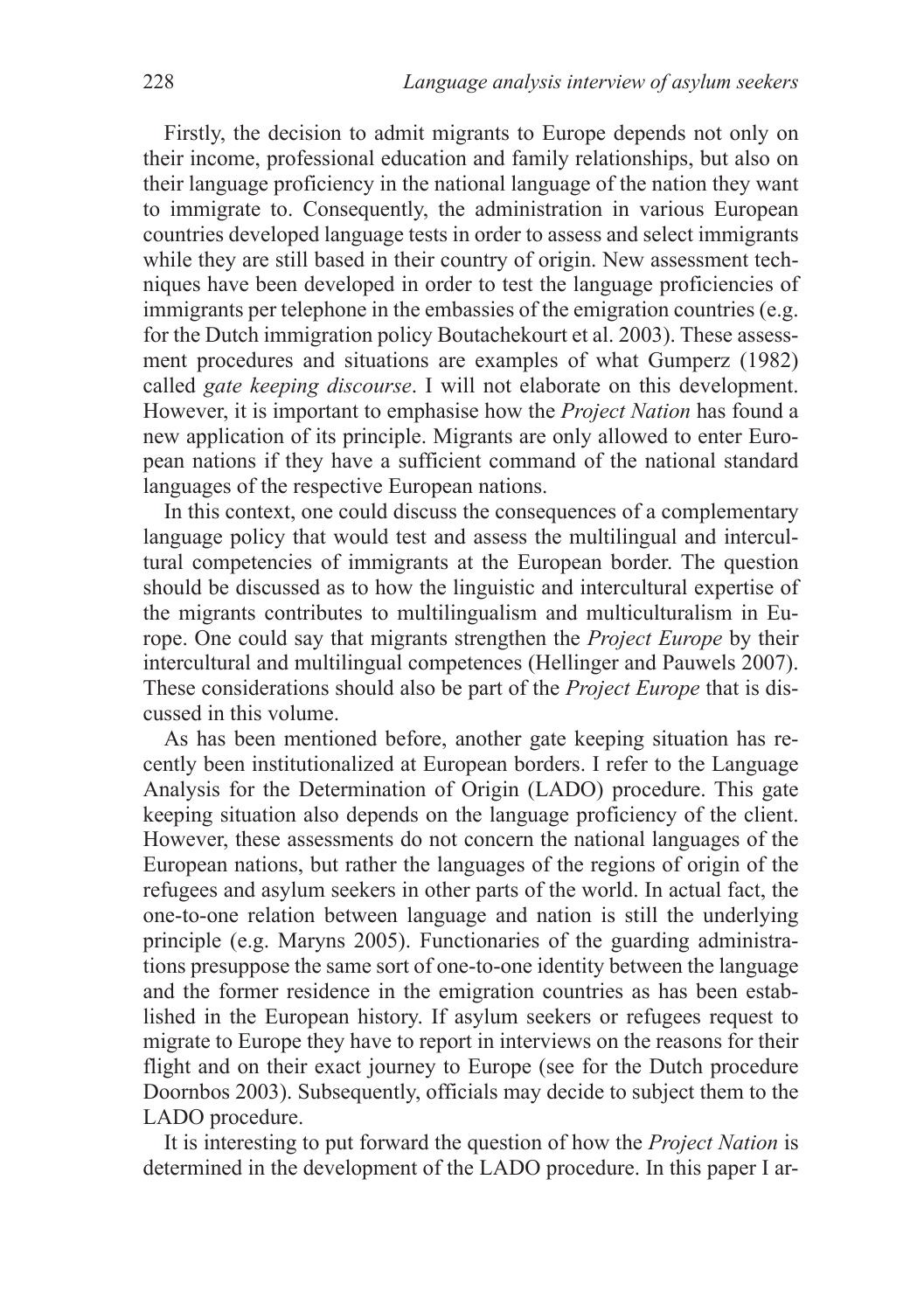Firstly, the decision to admit migrants to Europe depends not only on their income, professional education and family relationships, but also on their language proficiency in the national language of the nation they want to immigrate to. Consequently, the administration in various European countries developed language tests in order to assess and select immigrants while they are still based in their country of origin. New assessment techniques have been developed in order to test the language proficiencies of immigrants per telephone in the embassies of the emigration countries (e.g. for the Dutch immigration policy Boutachekourt et al. 2003). These assessment procedures and situations are examples of what Gumperz (1982) called *gate keeping discourse*. I will not elaborate on this development. However, it is important to emphasise how the *Project Nation* has found a new application of its principle. Migrants are only allowed to enter European nations if they have a sufficient command of the national standard languages of the respective European nations.

In this context, one could discuss the consequences of a complementary language policy that would test and assess the multilingual and intercultural competencies of immigrants at the European border. The question should be discussed as to how the linguistic and intercultural expertise of the migrants contributes to multilingualism and multiculturalism in Europe. One could say that migrants strengthen the *Project Europe* by their intercultural and multilingual competences (Hellinger and Pauwels 2007). These considerations should also be part of the *Project Europe* that is discussed in this volume.

As has been mentioned before, another gate keeping situation has recently been institutionalized at European borders. I refer to the Language Analysis for the Determination of Origin (LADO) procedure. This gate keeping situation also depends on the language proficiency of the client. However, these assessments do not concern the national languages of the European nations, but rather the languages of the regions of origin of the refugees and asylum seekers in other parts of the world. In actual fact, the one-to-one relation between language and nation is still the underlying principle (e.g. Maryns 2005). Functionaries of the guarding administrations presuppose the same sort of one-to-one identity between the language and the former residence in the emigration countries as has been established in the European history. If asylum seekers or refugees request to migrate to Europe they have to report in interviews on the reasons for their flight and on their exact journey to Europe (see for the Dutch procedure Doornbos 2003). Subsequently, officials may decide to subject them to the LADO procedure.

It is interesting to put forward the question of how the *Project Nation* is determined in the development of the LADO procedure. In this paper I ar-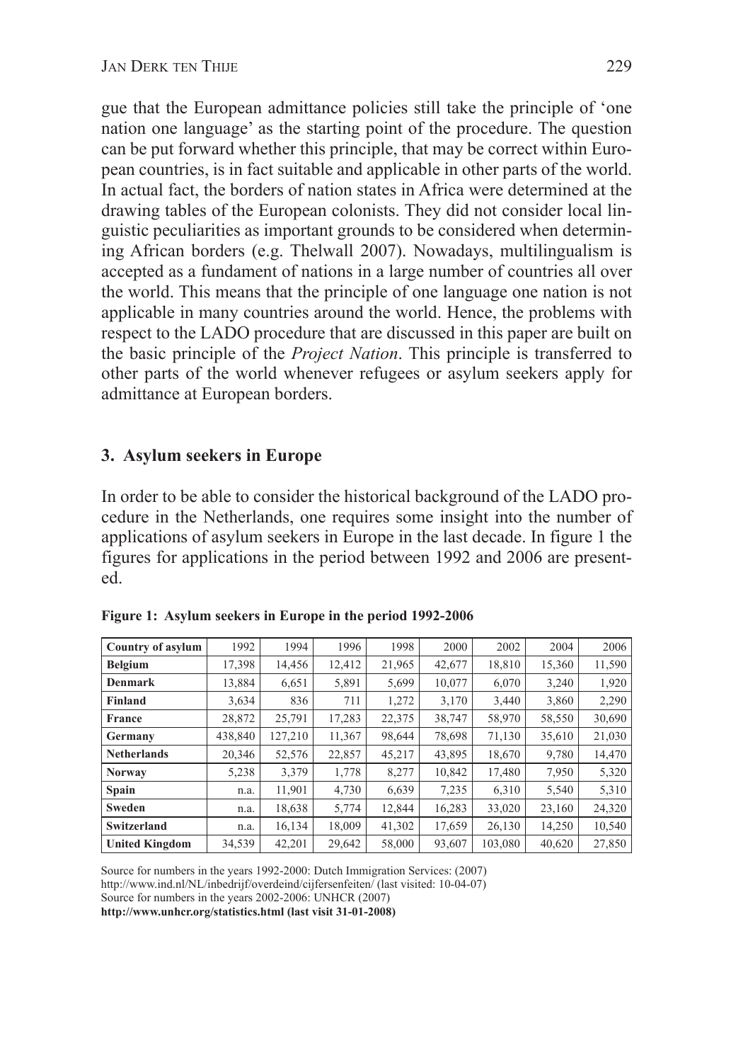gue that the European admittance policies still take the principle of 'one nation one language' as the starting point of the procedure. The question can be put forward whether this principle, that may be correct within European countries, is in fact suitable and applicable in other parts of the world. In actual fact, the borders of nation states in Africa were determined at the drawing tables of the European colonists. They did not consider local linguistic peculiarities as important grounds to be considered when determining African borders (e.g. Thelwall 2007). Nowadays, multilingualism is accepted as a fundament of nations in a large number of countries all over the world. This means that the principle of one language one nation is not applicable in many countries around the world. Hence, the problems with respect to the LADO procedure that are discussed in this paper are built on the basic principle of the *Project Nation*. This principle is transferred to other parts of the world whenever refugees or asylum seekers apply for admittance at European borders.

## 3. Asylum seekers in Europe

In order to be able to consider the historical background of the LADO procedure in the Netherlands, one requires some insight into the number of applications of asylum seekers in Europe in the last decade. In figure 1 the figures for applications in the period between 1992 and 2006 are presented.

**Figure 1: Asylum seekers in Europe in the period 1992-2006**

| Country of asylum | 1992 | 1994 | 1996 | 1998 | 2000 | 2002 | 2004 | 2006 |
|---|---|---|---|---|---|---|---|---|
| **Belgium** | 17,398 | 14,456 | 12,412 | 21,965 | 42,677 | 18,810 | 15,360 | 11,590 |
| **Denmark** | 13,884 | 6,651 | 5,891 | 5,699 | 10,077 | 6,070 | 3,240 | 1,920 |
| **Finland** | 3,634 | 836 | 711 | 1,272 | 3,170 | 3,440 | 3,860 | 2,290 |
| **France** | 28,872 | 25,791 | 17,283 | 22,375 | 38,747 | 58,970 | 58,550 | 30,690 |
| **Germany** | 438,840 | 127,210 | 11,367 | 98,644 | 78,698 | 71,130 | 35,610 | 21,030 |
| **Netherlands** | 20,346 | 52,576 | 22,857 | 45,217 | 43,895 | 18,670 | 9,780 | 14,470 |
| **Norway** | 5,238 | 3,379 | 1,778 | 8,277 | 10,842 | 17,480 | 7,950 | 5,320 |
| **Spain** | n.a. | 11,901 | 4,730 | 6,639 | 7,235 | 6,310 | 5,540 | 5,310 |
| **Sweden** | n.a. | 18,638 | 5,774 | 12,844 | 16,283 | 33,020 | 23,160 | 24,320 |
| **Switzerland** | n.a. | 16,134 | 18,009 | 41,302 | 17,659 | 26,130 | 14,250 | 10,540 |
| **United Kingdom** | 34,539 | 42,201 | 29,642 | 58,000 | 93,607 | 103,080 | 40,620 | 27,850 |

Source for numbers in the years 1992-2000: Dutch Immigration Services: (2007)
http://www.ind.nl/NL/inbedrijf/overdeind/cijfersenfeiten/ (last visited: 10-04-07)
Source for numbers in the years 2002-2006: UNHCR (2007)
**http://www.unhcr.org/statistics.html (last visit 31-01-2008)**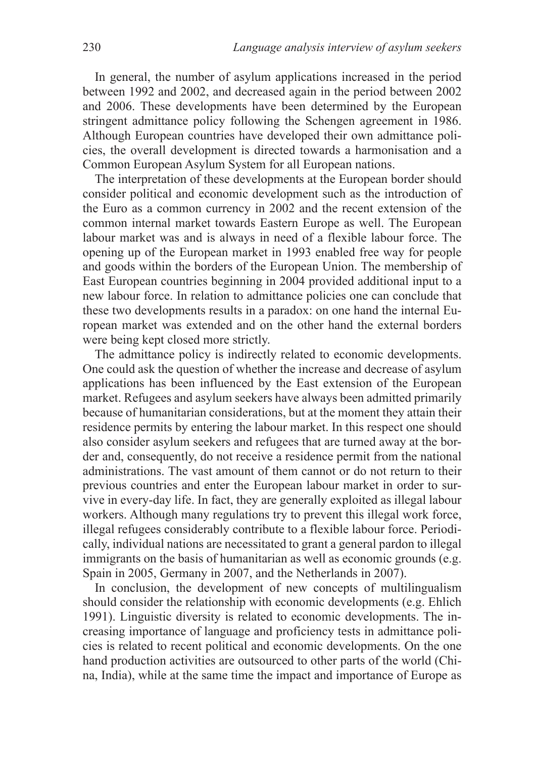In general, the number of asylum applications increased in the period between 1992 and 2002, and decreased again in the period between 2002 and 2006. These developments have been determined by the European stringent admittance policy following the Schengen agreement in 1986. Although European countries have developed their own admittance policies, the overall development is directed towards a harmonisation and a Common European Asylum System for all European nations.

The interpretation of these developments at the European border should consider political and economic development such as the introduction of the Euro as a common currency in 2002 and the recent extension of the common internal market towards Eastern Europe as well. The European labour market was and is always in need of a flexible labour force. The opening up of the European market in 1993 enabled free way for people and goods within the borders of the European Union. The membership of East European countries beginning in 2004 provided additional input to a new labour force. In relation to admittance policies one can conclude that these two developments results in a paradox: on one hand the internal European market was extended and on the other hand the external borders were being kept closed more strictly.

The admittance policy is indirectly related to economic developments. One could ask the question of whether the increase and decrease of asylum applications has been influenced by the East extension of the European market. Refugees and asylum seekers have always been admitted primarily because of humanitarian considerations, but at the moment they attain their residence permits by entering the labour market. In this respect one should also consider asylum seekers and refugees that are turned away at the border and, consequently, do not receive a residence permit from the national administrations. The vast amount of them cannot or do not return to their previous countries and enter the European labour market in order to survive in every-day life. In fact, they are generally exploited as illegal labour workers. Although many regulations try to prevent this illegal work force, illegal refugees considerably contribute to a flexible labour force. Periodically, individual nations are necessitated to grant a general pardon to illegal immigrants on the basis of humanitarian as well as economic grounds (e.g. Spain in 2005, Germany in 2007, and the Netherlands in 2007).

In conclusion, the development of new concepts of multilingualism should consider the relationship with economic developments (e.g. Ehlich 1991). Linguistic diversity is related to economic developments. The increasing importance of language and proficiency tests in admittance policies is related to recent political and economic developments. On the one hand production activities are outsourced to other parts of the world (China, India), while at the same time the impact and importance of Europe as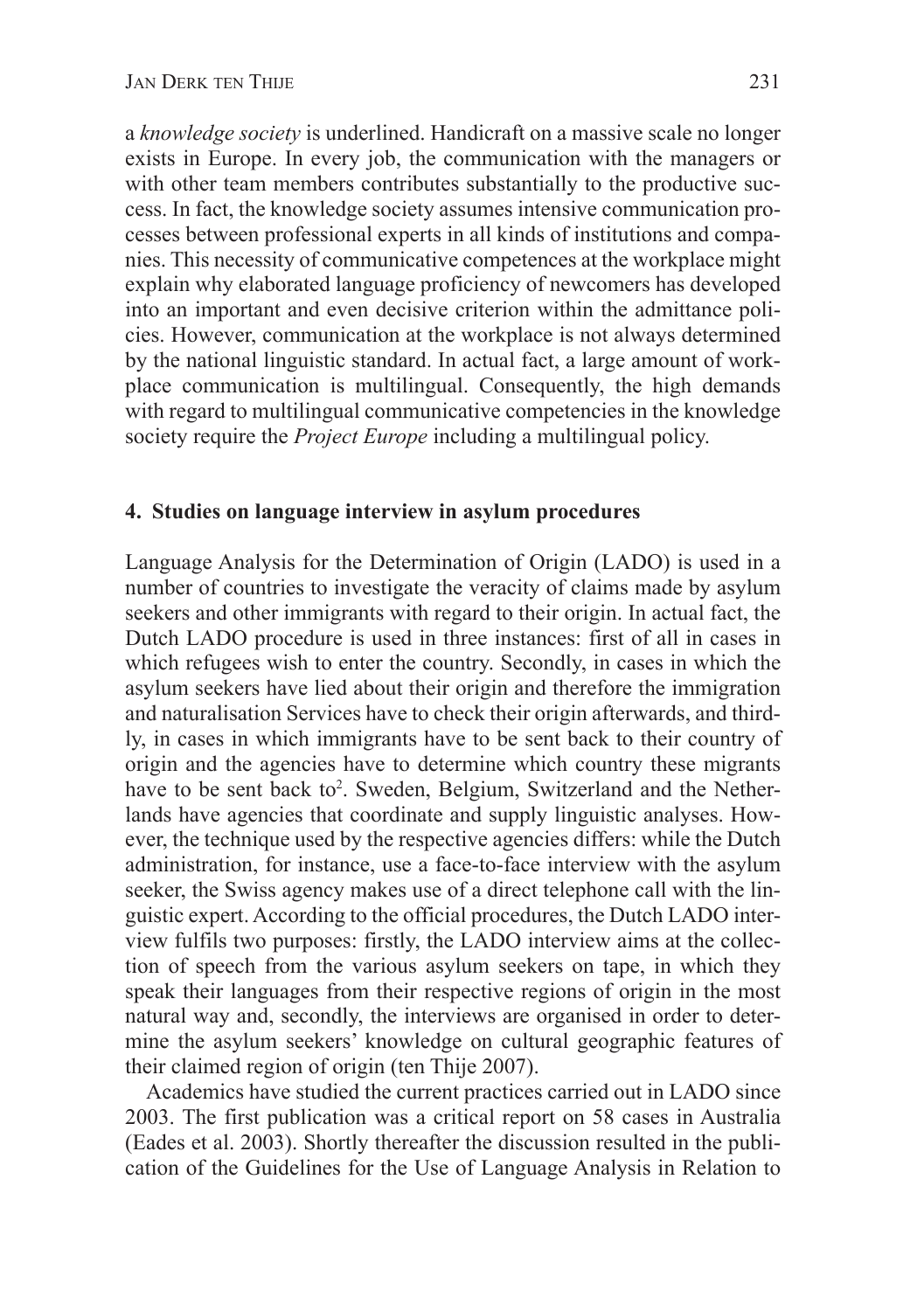a *knowledge society* is underlined. Handicraft on a massive scale no longer exists in Europe. In every job, the communication with the managers or with other team members contributes substantially to the productive success. In fact, the knowledge society assumes intensive communication processes between professional experts in all kinds of institutions and companies. This necessity of communicative competences at the workplace might explain why elaborated language proficiency of newcomers has developed into an important and even decisive criterion within the admittance policies. However, communication at the workplace is not always determined by the national linguistic standard. In actual fact, a large amount of workplace communication is multilingual. Consequently, the high demands with regard to multilingual communicative competencies in the knowledge society require the *Project Europe* including a multilingual policy.

## 4. Studies on language interview in asylum procedures

Language Analysis for the Determination of Origin (LADO) is used in a number of countries to investigate the veracity of claims made by asylum seekers and other immigrants with regard to their origin. In actual fact, the Dutch LADO procedure is used in three instances: first of all in cases in which refugees wish to enter the country. Secondly, in cases in which the asylum seekers have lied about their origin and therefore the immigration and naturalisation Services have to check their origin afterwards, and thirdly, in cases in which immigrants have to be sent back to their country of origin and the agencies have to determine which country these migrants have to be sent back to[2]. Sweden, Belgium, Switzerland and the Netherlands have agencies that coordinate and supply linguistic analyses. However, the technique used by the respective agencies differs: while the Dutch administration, for instance, use a face-to-face interview with the asylum seeker, the Swiss agency makes use of a direct telephone call with the linguistic expert. According to the official procedures, the Dutch LADO interview fulfils two purposes: firstly, the LADO interview aims at the collection of speech from the various asylum seekers on tape, in which they speak their languages from their respective regions of origin in the most natural way and, secondly, the interviews are organised in order to determine the asylum seekers' knowledge on cultural geographic features of their claimed region of origin (ten Thije 2007).

Academics have studied the current practices carried out in LADO since 2003. The first publication was a critical report on 58 cases in Australia (Eades et al. 2003). Shortly thereafter the discussion resulted in the publication of the Guidelines for the Use of Language Analysis in Relation to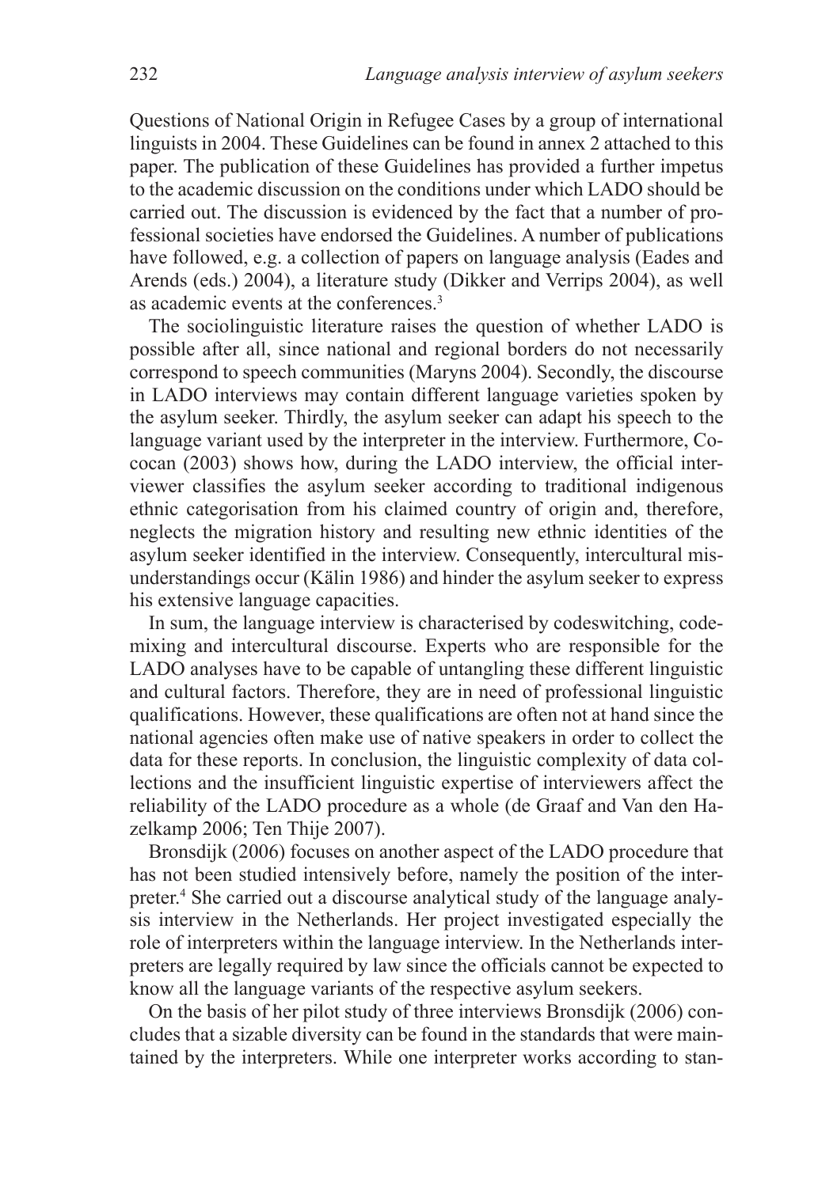Questions of National Origin in Refugee Cases by a group of international linguists in 2004. These Guidelines can be found in annex 2 attached to this paper. The publication of these Guidelines has provided a further impetus to the academic discussion on the conditions under which LADO should be carried out. The discussion is evidenced by the fact that a number of professional societies have endorsed the Guidelines. A number of publications have followed, e.g. a collection of papers on language analysis (Eades and Arends (eds.) 2004), a literature study (Dikker and Verrips 2004), as well as academic events at the conferences.[3]

The sociolinguistic literature raises the question of whether LADO is possible after all, since national and regional borders do not necessarily correspond to speech communities (Maryns 2004). Secondly, the discourse in LADO interviews may contain different language varieties spoken by the asylum seeker. Thirdly, the asylum seeker can adapt his speech to the language variant used by the interpreter in the interview. Furthermore, Cococan (2003) shows how, during the LADO interview, the official interviewer classifies the asylum seeker according to traditional indigenous ethnic categorisation from his claimed country of origin and, therefore, neglects the migration history and resulting new ethnic identities of the asylum seeker identified in the interview. Consequently, intercultural misunderstandings occur (Kälin 1986) and hinder the asylum seeker to express his extensive language capacities.

In sum, the language interview is characterised by codeswitching, codemixing and intercultural discourse. Experts who are responsible for the LADO analyses have to be capable of untangling these different linguistic and cultural factors. Therefore, they are in need of professional linguistic qualifications. However, these qualifications are often not at hand since the national agencies often make use of native speakers in order to collect the data for these reports. In conclusion, the linguistic complexity of data collections and the insufficient linguistic expertise of interviewers affect the reliability of the LADO procedure as a whole (de Graaf and Van den Hazelkamp 2006; Ten Thije 2007).

Bronsdijk (2006) focuses on another aspect of the LADO procedure that has not been studied intensively before, namely the position of the interpreter.[4] She carried out a discourse analytical study of the language analysis interview in the Netherlands. Her project investigated especially the role of interpreters within the language interview. In the Netherlands interpreters are legally required by law since the officials cannot be expected to know all the language variants of the respective asylum seekers.

On the basis of her pilot study of three interviews Bronsdijk (2006) concludes that a sizable diversity can be found in the standards that were maintained by the interpreters. While one interpreter works according to stan-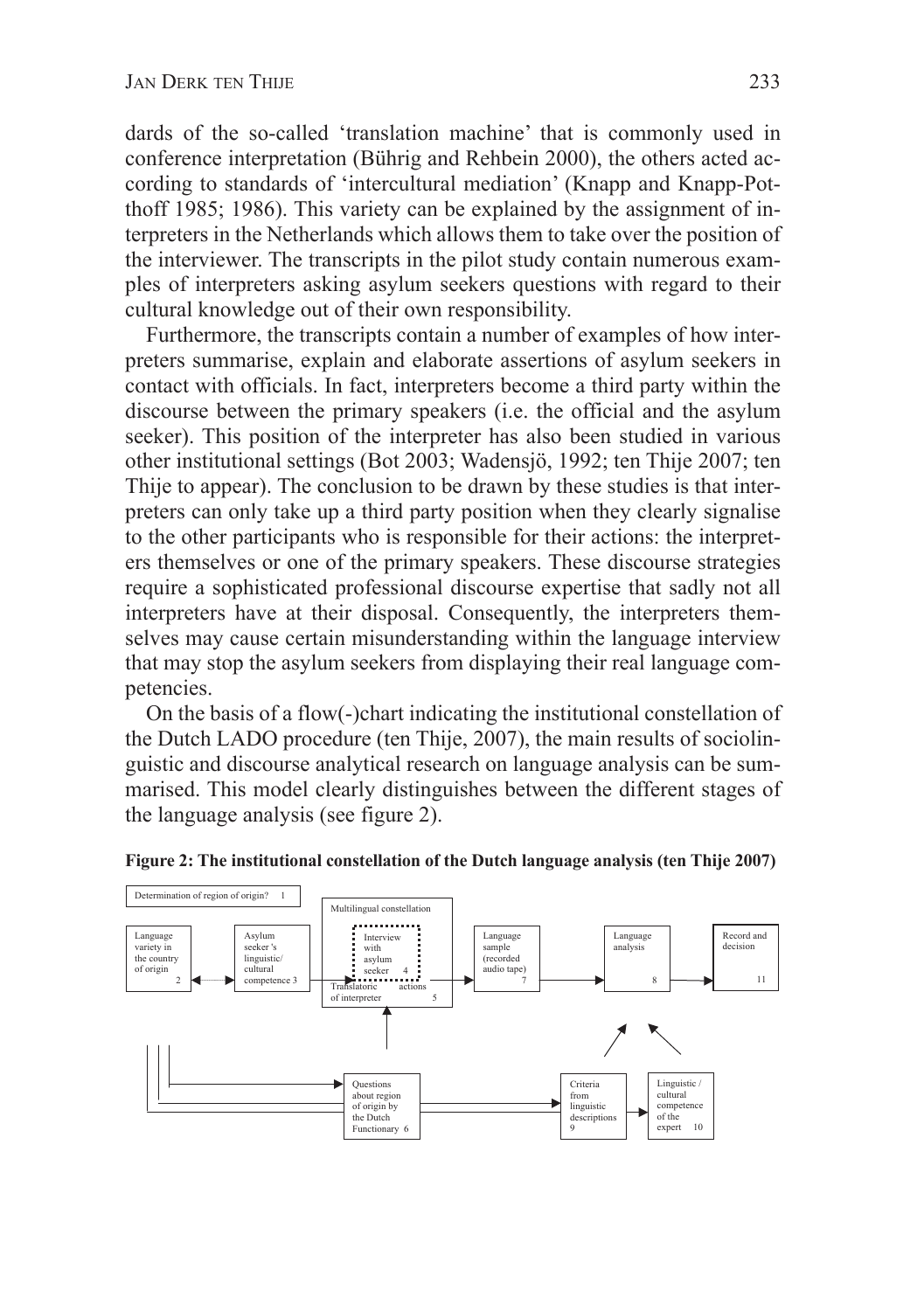dards of the so-called 'translation machine' that is commonly used in conference interpretation (Bührig and Rehbein 2000), the others acted according to standards of 'intercultural mediation' (Knapp and Knapp-Potthoff 1985; 1986). This variety can be explained by the assignment of interpreters in the Netherlands which allows them to take over the position of the interviewer. The transcripts in the pilot study contain numerous examples of interpreters asking asylum seekers questions with regard to their cultural knowledge out of their own responsibility.

Furthermore, the transcripts contain a number of examples of how interpreters summarise, explain and elaborate assertions of asylum seekers in contact with officials. In fact, interpreters become a third party within the discourse between the primary speakers (i.e. the official and the asylum seeker). This position of the interpreter has also been studied in various other institutional settings (Bot 2003; Wadensjö, 1992; ten Thije 2007; ten Thije to appear). The conclusion to be drawn by these studies is that interpreters can only take up a third party position when they clearly signalise to the other participants who is responsible for their actions: the interpreters themselves or one of the primary speakers. These discourse strategies require a sophisticated professional discourse expertise that sadly not all interpreters have at their disposal. Consequently, the interpreters themselves may cause certain misunderstanding within the language interview that may stop the asylum seekers from displaying their real language competencies.

On the basis of a flow(-)chart indicating the institutional constellation of the Dutch LADO procedure (ten Thije, 2007), the main results of sociolinguistic and discourse analytical research on language analysis can be summarised. This model clearly distinguishes between the different stages of the language analysis (see figure 2).

**Figure 2: The institutional constellation of the Dutch language analysis (ten Thije 2007)**

Determination of region of origin? 1

Language variety in the country of origin 2

Asylum seeker 's linguistic/ cultural competence 3

Multilingual constellation

Interview with asylum seeker 4

Translatoric actions of interpreter 5

Questions about region of origin by the Dutch Functionary 6

Language sample (recorded audio tape) 7

Language analysis 8

Criteria from linguistic descriptions 9

Linguistic / cultural competence of the expert 10

Record and decision 11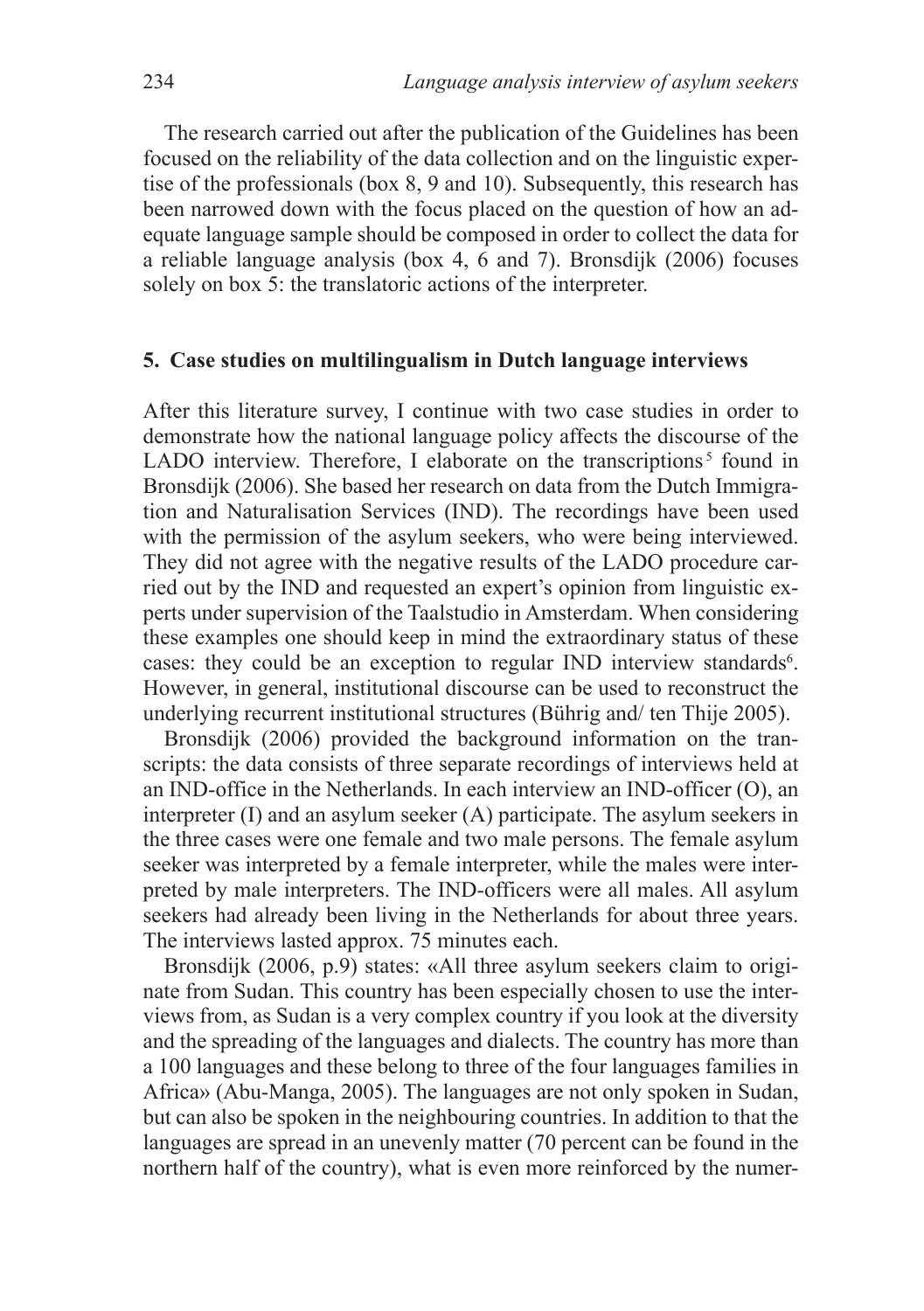The research carried out after the publication of the Guidelines has been focused on the reliability of the data collection and on the linguistic expertise of the professionals (box 8, 9 and 10). Subsequently, this research has been narrowed down with the focus placed on the question of how an adequate language sample should be composed in order to collect the data for a reliable language analysis (box 4, 6 and 7). Bronsdijk (2006) focuses solely on box 5: the translatoric actions of the interpreter.

## 5. Case studies on multilingualism in Dutch language interviews

After this literature survey, I continue with two case studies in order to demonstrate how the national language policy affects the discourse of the LADO interview. Therefore, I elaborate on the transcriptions[5] found in Bronsdijk (2006). She based her research on data from the Dutch Immigration and Naturalisation Services (IND). The recordings have been used with the permission of the asylum seekers, who were being interviewed. They did not agree with the negative results of the LADO procedure carried out by the IND and requested an expert's opinion from linguistic experts under supervision of the Taalstudio in Amsterdam. When considering these examples one should keep in mind the extraordinary status of these cases: they could be an exception to regular IND interview standards[6]. However, in general, institutional discourse can be used to reconstruct the underlying recurrent institutional structures (Bührig and/ ten Thije 2005).

Bronsdijk (2006) provided the background information on the transcripts: the data consists of three separate recordings of interviews held at an IND-office in the Netherlands. In each interview an IND-officer (O), an interpreter (I) and an asylum seeker (A) participate. The asylum seekers in the three cases were one female and two male persons. The female asylum seeker was interpreted by a female interpreter, while the males were interpreted by male interpreters. The IND-officers were all males. All asylum seekers had already been living in the Netherlands for about three years. The interviews lasted approx. 75 minutes each.

Bronsdijk (2006, p.9) states: «All three asylum seekers claim to originate from Sudan. This country has been especially chosen to use the interviews from, as Sudan is a very complex country if you look at the diversity and the spreading of the languages and dialects. The country has more than a 100 languages and these belong to three of the four languages families in Africa» (Abu-Manga, 2005). The languages are not only spoken in Sudan, but can also be spoken in the neighbouring countries. In addition to that the languages are spread in an unevenly matter (70 percent can be found in the northern half of the country), what is even more reinforced by the numer-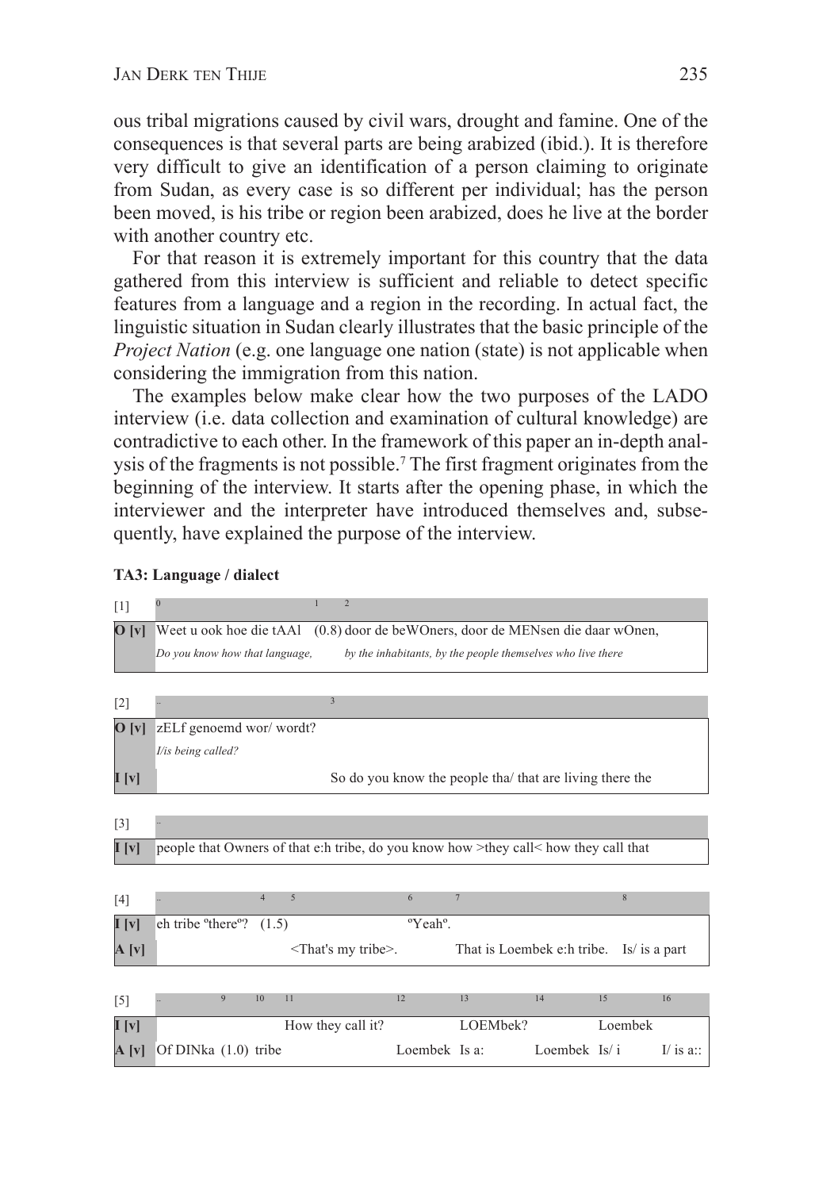ous tribal migrations caused by civil wars, drought and famine. One of the consequences is that several parts are being arabized (ibid.). It is therefore very difficult to give an identification of a person claiming to originate from Sudan, as every case is so different per individual; has the person been moved, is his tribe or region been arabized, does he live at the border with another country etc.

For that reason it is extremely important for this country that the data gathered from this interview is sufficient and reliable to detect specific features from a language and a region in the recording. In actual fact, the linguistic situation in Sudan clearly illustrates that the basic principle of the *Project Nation* (e.g. one language one nation (state) is not applicable when considering the immigration from this nation.

The examples below make clear how the two purposes of the LADO interview (i.e. data collection and examination of cultural knowledge) are contradictive to each other. In the framework of this paper an in-depth analysis of the fragments is not possible.[7] The first fragment originates from the beginning of the interview. It starts after the opening phase, in which the interviewer and the interpreter have introduced themselves and, subsequently, have explained the purpose of the interview.

**TA3: Language / dialect**

| [1] | 0 1 2 |
|---|---|
| **O [v]** | Weet u ook hoe die tAAl (0.8) door de beWOners, door de MENsen die daar wOnen, |
| | *Do you know how that language, by the inhabitants, by the people themselves who live there* |

| [2] | .. 3 |
|---|---|
| **O [v]** | zELf genoemd wor/ wordt? |
| | *I/is being called?* |
| **I [v]** | So do you know the people tha/ that are living there the |

| [3] | .. |
|---|---|
| **I [v]** | people that Owners of that e:h tribe, do you know how >they call< how they call that |

| [4] | .. 4 5 6 7 8 |
|---|---|
| **I [v]** | eh tribe °there°? (1.5) °Yeah°. |
| **A [v]** | <That's my tribe>. That is Loembek e:h tribe. Is/ is a part |

| [5] | .. 9 10 11 12 13 14 15 16 |
|---|---|
| **I [v]** | How they call it? LOEMbek? Loembek |
| **A [v]** | Of DINka (1.0) tribe Loembek Is a: Loembek Is/ i I/ is a:: |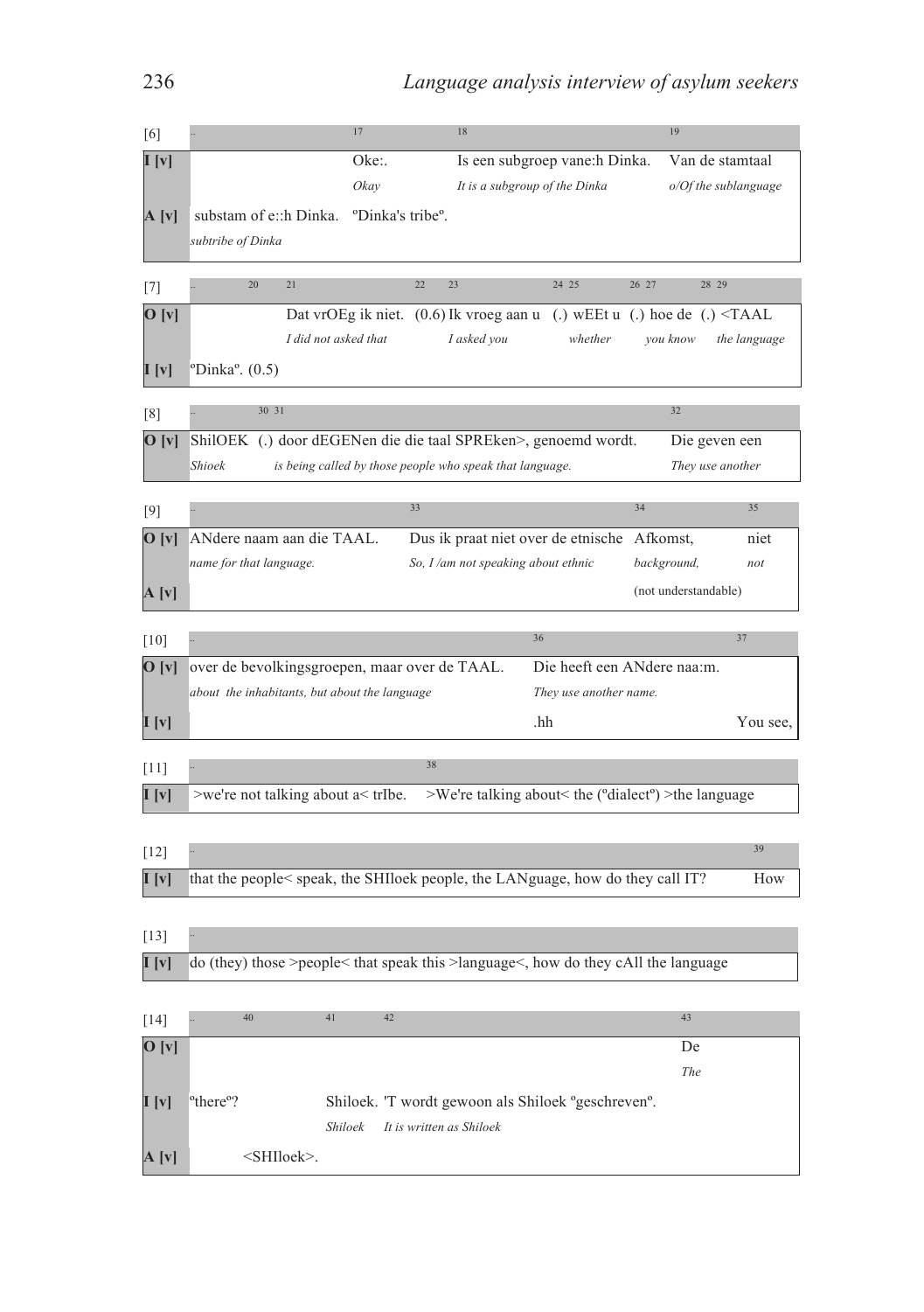| [6] | .. | 17 | 18 | 19 |
|---|---|---|---|---|
| I [v] | | Oke:. | Is een subgroep vane:h Dinka. | Van de stamtaal |
| | | *Okay* | *It is a subgroup of the Dinka* | *o/Of the sublanguage* |
| A [v] | substam of e::h Dinka. | ºDinka's tribeº. | | |
| | *subtribe of Dinka* | | | |

| [7] | .. 20 | 21 | 22 23 | 24 25 | 26 27 | 28 29 |
|---|---|---|---|---|---|---|
| O [v] | | Dat vrOEg ik niet. | (0.6) Ik vroeg aan u | (.) wEEt u | (.) hoe de | (.) <TAAL |
| | | *I did not asked that* | *I asked you* | *whether* | *you know* | *the language* |
| I [v] | ºDinkaº. (0.5) | | | | | |

| [8] | .. 30 31 | | 32 |
|---|---|---|---|
| O [v] | ShilOEK | (.) door dEGENen die die taal SPREken>, genoemd wordt. | Die geven een |
| | *Shioek* | *is being called by those people who speak that language.* | *They use another* |

| [9] | .. | 33 | 34 | 35 |
|---|---|---|---|---|
| O [v] | ANdere naam aan die TAAL. | Dus ik praat niet over de etnische | Afkomst, | niet |
| | *name for that language.* | *So, I /am not speaking about ethnic* | *background,* | *not* |
| A [v] | | | (not understandable) | |

| [10] | .. | 36 | 37 |
|---|---|---|---|
| O [v] | over de bevolkingsgroepen, maar over de TAAL. | Die heeft een ANdere naa:m. | |
| | *about the inhabitants, but about the language* | *They use another name.* | |
| I [v] | | .hh | You see, |

| [11] | .. | 38 |
|---|---|---|
| I [v] | >we're not talking about a< trIbe. | >We're talking about< the (ºdialectº) >the language |

| [12] | .. | 39 |
|---|---|---|
| I [v] | that the people< speak, the SHIloek people, the LANguage, how do they call IT? | How |

| [13] | .. |
|---|---|
| I [v] | do (they) those >people< that speak this >language<, how do they cAll the language |

| [14] | .. | 40 | 41 42 | 43 |
|---|---|---|---|---|
| O [v] | | | | De |
| | | | | *The* |
| I [v] | ºthereº? | | Shiloek. 'T wordt gewoon als Shiloek ºgeschrevenº. | |
| | | | *Shiloek It is written as Shiloek* | |
| A [v] | | <SHIloek>. | | |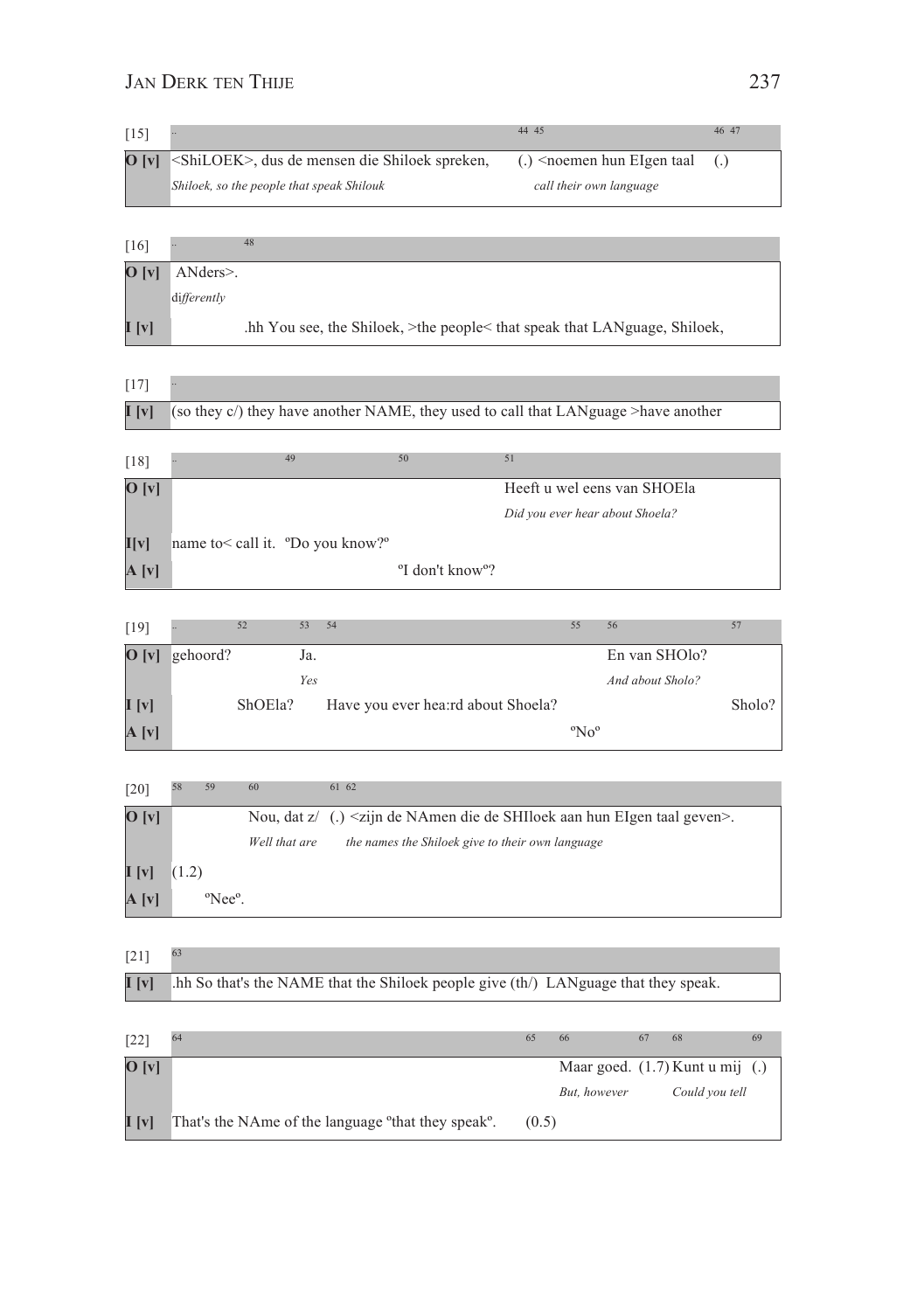| [15] | .. | 44 45 | 46 47 |
|---|---|---|---|
| **O [v]** | <ShiLOEK>, dus de mensen die Shiloek spreken, | (.) <noemen hun EIgen taal | (.) |
| | *Shiloek, so the people that speak Shilouk* | *call their own language* | |

| [16] | .. 48 |
|---|---|
| **O [v]** | ANders>. |
| | *differently* |
| **I [v]** | .hh You see, the Shiloek, >the people< that speak that LANguage, Shiloek, |

| [17] | .. |
|---|---|
| **I [v]** | (so they c/) they have another NAME, they used to call that LANguage >have another |

| [18] | .. | 49 | 50 | 51 |
|---|---|---|---|---|
| **O [v]** | | | | Heeft u wel eens van SHOEla |
| | | | | *Did you ever hear about Shoela?* |
| **I[v]** | name to< call it. | ºDo you know?º | | |
| **A [v]** | | | ºI don't knowº? | |

| [19] | .. | 52 | 53 | 54 | 55 | 56 | 57 |
|---|---|---|---|---|---|---|---|
| **O [v]** | gehoord? | | Ja. | | | En van SHOlo? | |
| | | | *Yes* | | | *And about Sholo?* | |
| **I [v]** | | ShOEla? | | Have you ever hea:rd about Shoela? | | | Sholo? |
| **A [v]** | | | | | ºNoº | | |

| [20] | 58 | 59 | 60 | 61 62 |
|---|---|---|---|---|
| **O [v]** | | | Nou, dat z/ | (.) <zijn de NAmen die de SHIloek aan hun EIgen taal geven>. |
| | | | *Well that are* | *the names the Shiloek give to their own language* |
| **I [v]** | (1.2) | | | |
| **A [v]** | | ºNeeº. | | |

| [21] | 63 |
|---|---|
| **I [v]** | .hh So that's the NAME that the Shiloek people give (th/) LANguage that they speak. |

| [22] | 64 | 65 | 66 | 67 | 68 | 69 |
|---|---|---|---|---|---|---|
| **O [v]** | | | Maar goed. | (1.7) | Kunt u mij | (.) |
| | | | *But, however* | | *Could you tell* | |
| **I [v]** | That's the NAme of the language ºthat they speakº. | (0.5) | | | | |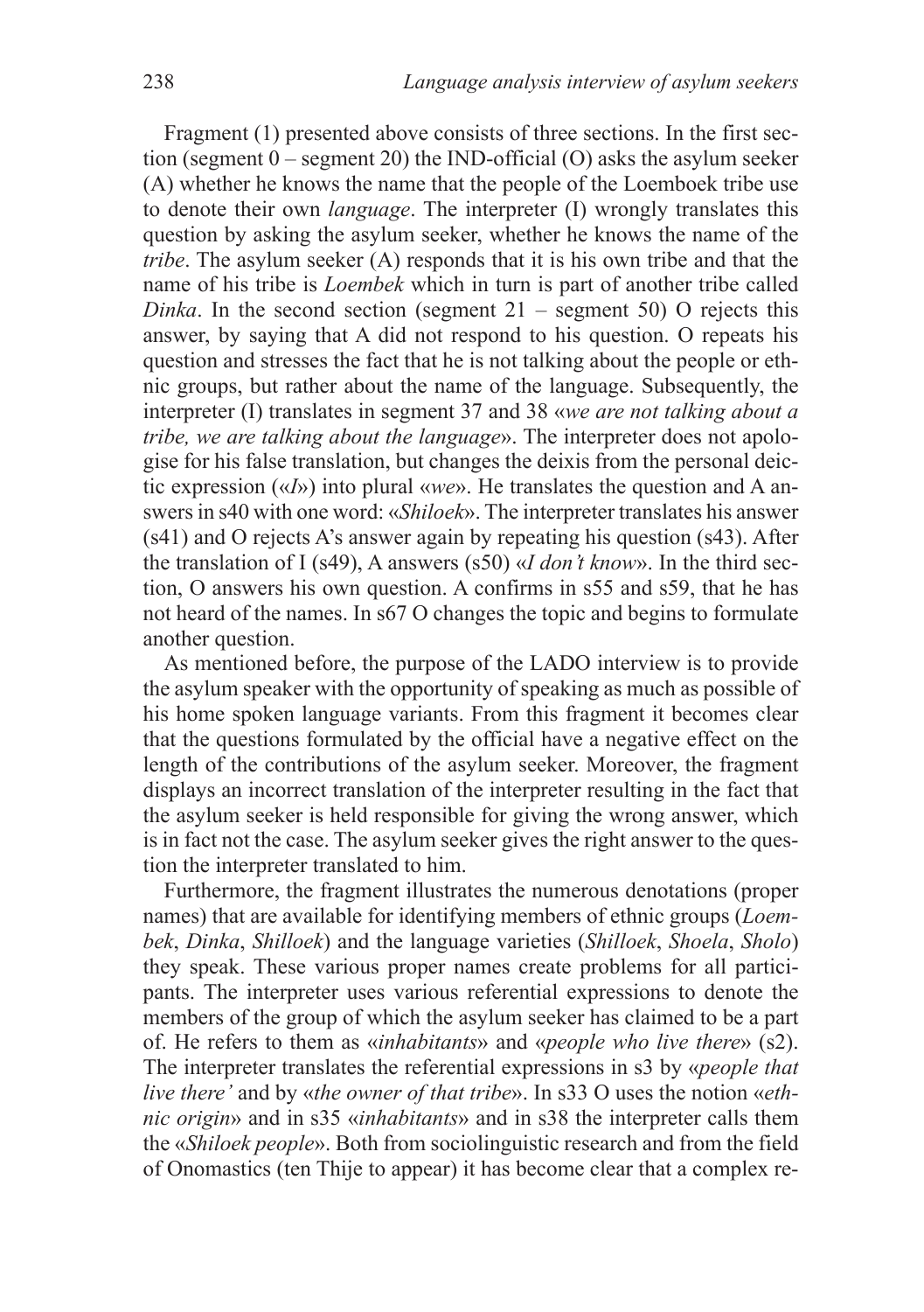Fragment (1) presented above consists of three sections. In the first section (segment 0 – segment 20) the IND-official (O) asks the asylum seeker (A) whether he knows the name that the people of the Loemboek tribe use to denote their own *language*. The interpreter (I) wrongly translates this question by asking the asylum seeker, whether he knows the name of the *tribe*. The asylum seeker (A) responds that it is his own tribe and that the name of his tribe is *Loembek* which in turn is part of another tribe called *Dinka*. In the second section (segment 21 – segment 50) O rejects this answer, by saying that A did not respond to his question. O repeats his question and stresses the fact that he is not talking about the people or ethnic groups, but rather about the name of the language. Subsequently, the interpreter (I) translates in segment 37 and 38 «*we are not talking about a tribe, we are talking about the language*». The interpreter does not apologise for his false translation, but changes the deixis from the personal deictic expression («*I*») into plural «*we*». He translates the question and A answers in s40 with one word: «*Shiloek*». The interpreter translates his answer (s41) and O rejects A's answer again by repeating his question (s43). After the translation of I (s49), A answers (s50) «*I don't know*». In the third section, O answers his own question. A confirms in s55 and s59, that he has not heard of the names. In s67 O changes the topic and begins to formulate another question.

As mentioned before, the purpose of the LADO interview is to provide the asylum speaker with the opportunity of speaking as much as possible of his home spoken language variants. From this fragment it becomes clear that the questions formulated by the official have a negative effect on the length of the contributions of the asylum seeker. Moreover, the fragment displays an incorrect translation of the interpreter resulting in the fact that the asylum seeker is held responsible for giving the wrong answer, which is in fact not the case. The asylum seeker gives the right answer to the question the interpreter translated to him.

Furthermore, the fragment illustrates the numerous denotations (proper names) that are available for identifying members of ethnic groups (*Loembek*, *Dinka*, *Shilloek*) and the language varieties (*Shilloek*, *Shoela*, *Sholo*) they speak. These various proper names create problems for all participants. The interpreter uses various referential expressions to denote the members of the group of which the asylum seeker has claimed to be a part of. He refers to them as «*inhabitants*» and «*people who live there*» (s2). The interpreter translates the referential expressions in s3 by «*people that live there'* and by «*the owner of that tribe*». In s33 O uses the notion «*ethnic origin*» and in s35 «*inhabitants*» and in s38 the interpreter calls them the «*Shiloek people*». Both from sociolinguistic research and from the field of Onomastics (ten Thije to appear) it has become clear that a complex re-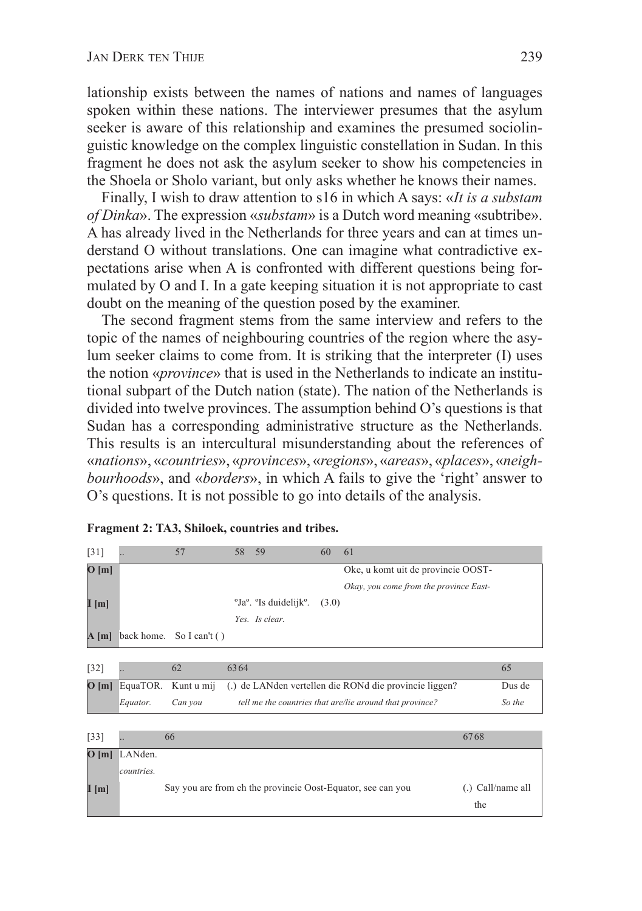lationship exists between the names of nations and names of languages spoken within these nations. The interviewer presumes that the asylum seeker is aware of this relationship and examines the presumed sociolinguistic knowledge on the complex linguistic constellation in Sudan. In this fragment he does not ask the asylum seeker to show his competencies in the Shoela or Sholo variant, but only asks whether he knows their names.

Finally, I wish to draw attention to s16 in which A says: «*It is a substam of Dinka*». The expression «*substam*» is a Dutch word meaning «subtribe». A has already lived in the Netherlands for three years and can at times understand O without translations. One can imagine what contradictive expectations arise when A is confronted with different questions being formulated by O and I. In a gate keeping situation it is not appropriate to cast doubt on the meaning of the question posed by the examiner.

The second fragment stems from the same interview and refers to the topic of the names of neighbouring countries of the region where the asylum seeker claims to come from. It is striking that the interpreter (I) uses the notion «*province*» that is used in the Netherlands to indicate an institutional subpart of the Dutch nation (state). The nation of the Netherlands is divided into twelve provinces. The assumption behind O's questions is that Sudan has a corresponding administrative structure as the Netherlands. This results is an intercultural misunderstanding about the references of «*nations*», «*countries*», «*provinces*», «*regions*», «*areas*», «*places*», «*neighbourhoods*», and «*borders*», in which A fails to give the 'right' answer to O's questions. It is not possible to go into details of the analysis.

**Fragment 2: TA3, Shiloek, countries and tribes.**

| [31] | .. | 57 | 58 59 | 60 | 61 |
|---|---|---|---|---|---|
| **O [m]** | | | | | Oke, u komt uit de provincie OOST- |
| | | | | | *Okay, you come from the province East-* |
| **I [m]** | | | °Ja°. °Is duidelijk°. | (3.0) | |
| | | | *Yes. Is clear.* | | |
| **A [m]** | back home. | So I can't ( ) | | | |

| [32] | .. | 62 | 63 64 | 65 |
|---|---|---|---|---|
| **O [m]** | EquaTOR. | Kunt u mij | (.) de LANden vertellen die RONd die provincie liggen? | Dus de |
| | *Equator.* | *Can you* | *tell me the countries that are/lie around that province?* | *So the* |

| [33] | .. | 66 | 67 68 |
|---|---|---|---|
| **O [m]** | LANden. | | |
| | *countries.* | | |
| **I [m]** | | Say you are from eh the provincie Oost-Equator, see can you | (.) Call/name all the |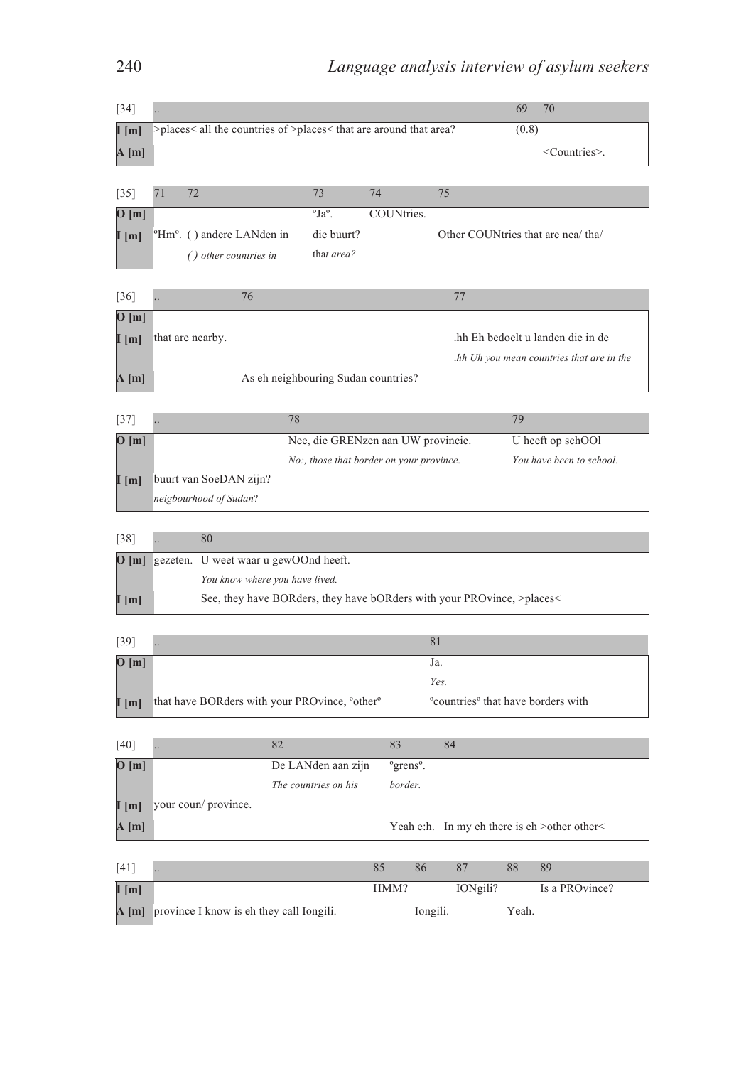| [34] | .. | 69 | 70 |
|---|---|---|---|
| I [m] | >places< all the countries of >places< that are around that area? | (0.8) | |
| A [m] | | | <Countries>. |

| [35] | 71 | 72 | 73 | 74 | 75 |
|---|---|---|---|---|---|
| O [m] | | | °Ja°. | COUNtries. | |
| I [m] | °Hm°. | ( ) andere LANden in | die buurt? | | Other COUNtries that are nea/ tha/ |
| | | *( ) other countries in* | *that area?* | | |

| [36] | .. | 76 | 77 |
|---|---|---|---|
| O [m] | | | |
| I [m] | that are nearby. | | .hh Eh bedoelt u landen die in de |
| | | | *.hh Uh you mean countries that are in the* |
| A [m] | | As eh neighbouring Sudan countries? | |

| [37] | .. | 78 | 79 |
|---|---|---|---|
| O [m] | | Nee, die GRENzen aan UW provincie. | U heeft op schOOl |
| | | *No:, those that border on your province.* | *You have been to school.* |
| I [m] | buurt van SoeDAN zijn? | | |
| | *neigbourhood of Sudan?* | | |

| [38] | .. | 80 |
|---|---|---|
| O [m] | gezeten. | U weet waar u gewOOnd heeft. |
| | | *You know where you have lived.* |
| I [m] | | See, they have BORders, they have bORders with your PROvince, >places< |

| [39] | .. | 81 |
|---|---|---|
| O [m] | | Ja. |
| | | *Yes.* |
| I [m] | that have BORders with your PROvince, °other° | °countries° that have borders with |

| [40] | .. | 82 | 83 | 84 |
|---|---|---|---|---|
| O [m] | | De LANden aan zijn | °grens°. | |
| | | *The countries on his* | *border.* | |
| I [m] | your coun/ province. | | | |
| A [m] | | | Yeah e:h. | In my eh there is eh >other other< |

| [41] | .. | 85 | 86 | 87 | 88 | 89 |
|---|---|---|---|---|---|---|
| I [m] | | HMM? | | IONgili? | | Is a PROvince? |
| A [m] | province I know is eh they call Iongili. | | Iongili. | | Yeah. | |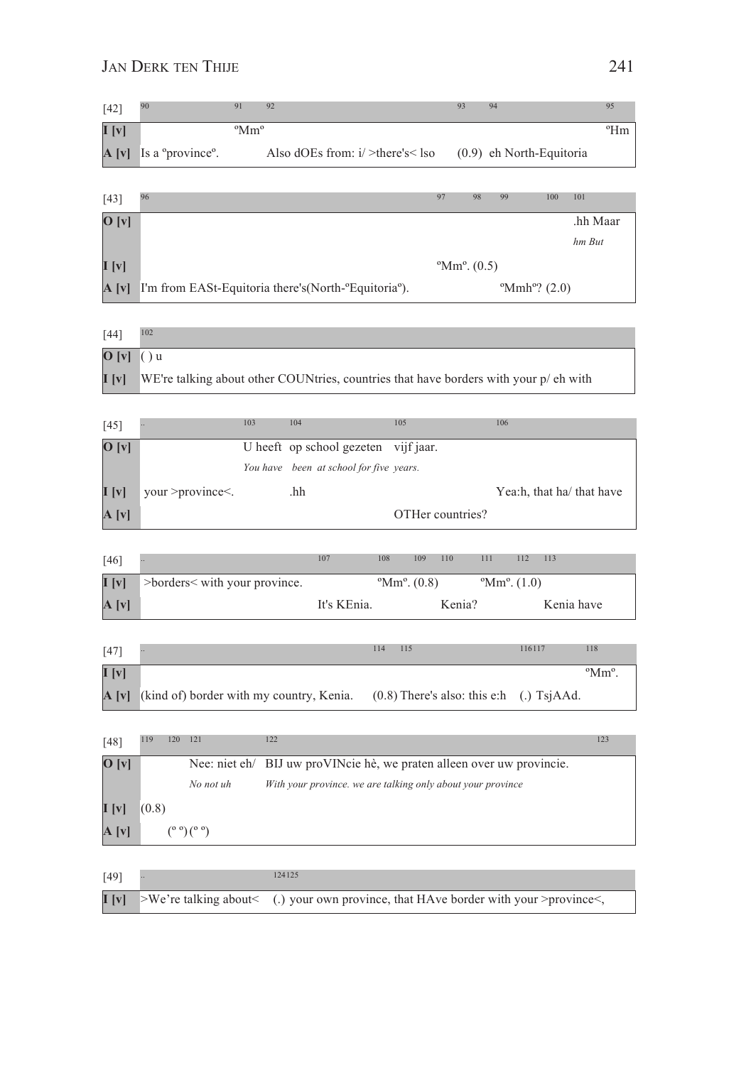| [42] | 90 | 91 | 92 | 93 | 94 | 95 |
|---|---|---|---|---|---|---|
| **I [v]** | | ºMmº | | | | ºHm |
| **A [v]** | Is a ºprovinceº. | | Also dOEs from: i/ >there's< lso | (0.9) | eh North-Equitoria | |

| [43] | 96 | 97 | 98 | 99 | 100 | 101 |
|---|---|---|---|---|---|---|
| **O [v]** | | | | | | .hh Maar |
| | | | | | | *hm But* |
| **I [v]** | | ºMmº. | (0.5) | | | |
| **A [v]** | I'm from EASt-Equitoria there's(North-ºEquitoriaº). | | | ºMmhº? | (2.0) | |

| [44] | 102 |
|---|---|
| **O [v]** | ( ) u |
| **I [v]** | WE're talking about other COUNtries, countries that have borders with your p/ eh with |

| [45] | .. | 103 | 104 | 105 | 106 |
|---|---|---|---|---|---|
| **O [v]** | | U heeft | op school gezeten | vijf jaar. | |
| | | *You have* | *been at school for* | *five years.* | |
| **I [v]** | your >province<. | | .hh | | Yea:h, that ha/ that have |
| **A [v]** | | | | OTHer countries? | |

| [46] | .. | 107 | 108 | 109 | 110 | 111 | 112 | 113 |
|---|---|---|---|---|---|---|---|---|
| **I [v]** | >borders< with your province. | | ºMmº. | (0.8) | | ºMmº. | (1.0) | |
| **A [v]** | | It's KEnia. | | | Kenia? | | | Kenia have |

| [47] | .. | 114 | 115 | 116 | 117 | 118 |
|---|---|---|---|---|---|---|
| **I [v]** | | | | | | ºMmº. |
| **A [v]** | (kind of) border with my country, Kenia. | (0.8) | There's also: this e:h | (.) | TsjAAd. | |

| [48] | 119 | 120 | 121 | 122 | 123 |
|---|---|---|---|---|---|
| **O [v]** | | | Nee: niet eh/ | BIJ uw proVINcie hè, we praten alleen over uw provincie. | |
| | | | *No not uh* | *With your province. we are talking only about your province* | |
| **I [v]** | (0.8) | | | | |
| **A [v]** | | (º º) | (º º) | | |

| [49] | .. | 124 | 125 |
|---|---|---|---|
| **I [v]** | >We're talking about< | (.) | your own province, that HAve border with your >province<, |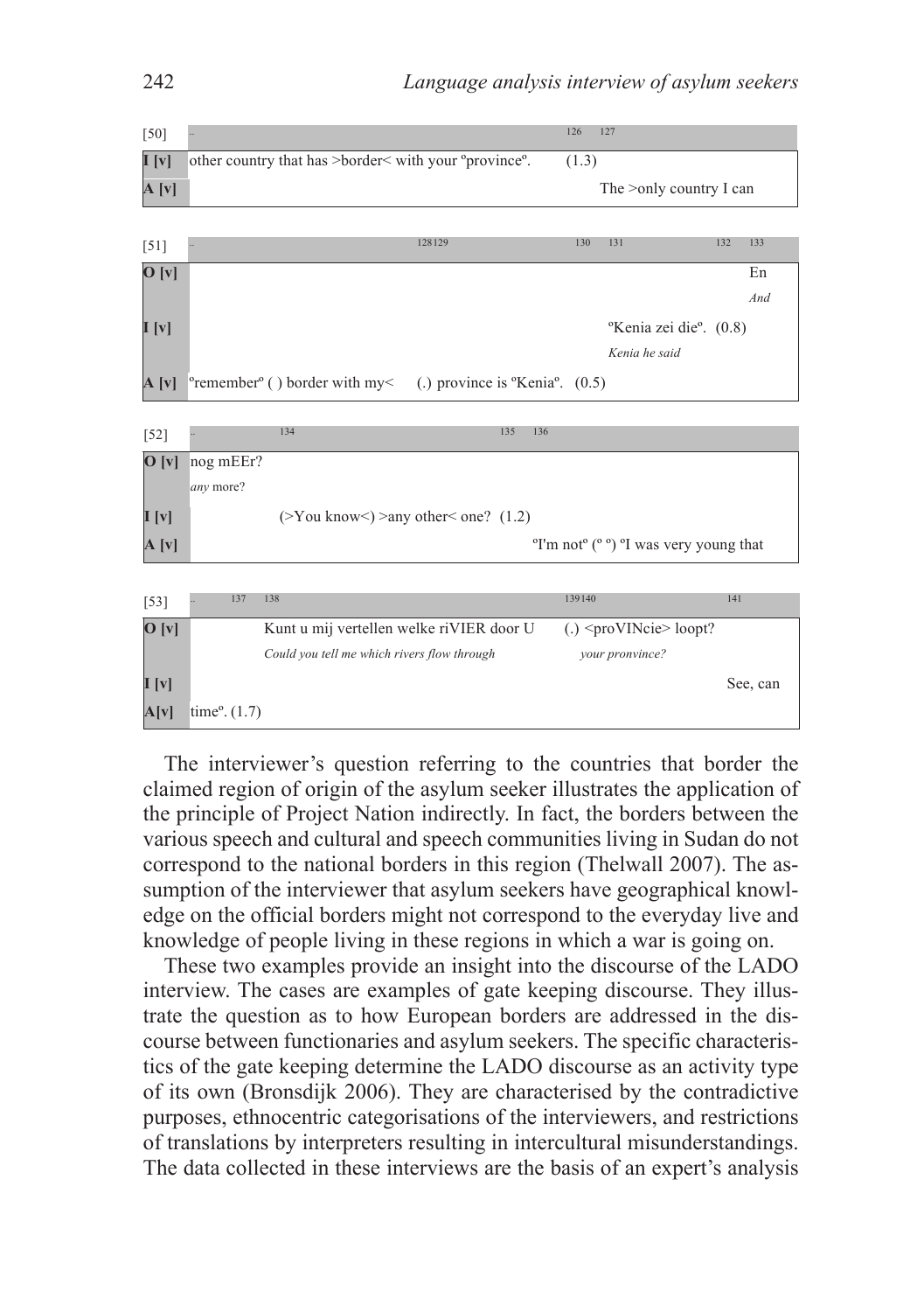| [50] | .. | 126 | 127 |
|---|---|---|---|
| **I [v]** | other country that has >border< with your ºprovinceº. | (1.3) | |
| **A [v]** | | | The >only country I can |

| [51] | .. | 128 | 129 | 130 | 131 | 132 | 133 |
|---|---|---|---|---|---|---|---|
| **O [v]** | | | | | | | En<br>*And* |
| **I [v]** | | | | | ºKenia zei dieº.<br>*Kenia he said* | (0.8) | |
| **A [v]** | ºrememberº ( ) border with my< | (.) province is ºKeniaº. | | (0.5) | | | |

| [52] | .. | 134 | 135 | 136 |
|---|---|---|---|---|
| **O [v]** | nog mEEr?<br>*any* more? | | | |
| **I [v]** | | (>You know<) >any other< one? | (1.2) | |
| **A [v]** | | | | ºI'm notº (º º) ºI was very young that |

| [53] | .. | 137 | 138 | 139 | 140 | 141 |
|---|---|---|---|---|---|---|
| **O [v]** | | | Kunt u mij vertellen welke riVIER door U<br>*Could you tell me which rivers flow through* | | (.) <proVINcie> loopt?<br>*your pronvince?* | |
| **I [v]** | | | | | | See, can |
| **A[v]** | timeº. | (1.7) | | | | |

The interviewer's question referring to the countries that border the claimed region of origin of the asylum seeker illustrates the application of the principle of Project Nation indirectly. In fact, the borders between the various speech and cultural and speech communities living in Sudan do not correspond to the national borders in this region (Thelwall 2007). The assumption of the interviewer that asylum seekers have geographical knowledge on the official borders might not correspond to the everyday live and knowledge of people living in these regions in which a war is going on.

These two examples provide an insight into the discourse of the LADO interview. The cases are examples of gate keeping discourse. They illustrate the question as to how European borders are addressed in the discourse between functionaries and asylum seekers. The specific characteristics of the gate keeping determine the LADO discourse as an activity type of its own (Bronsdijk 2006). They are characterised by the contradictive purposes, ethnocentric categorisations of the interviewers, and restrictions of translations by interpreters resulting in intercultural misunderstandings. The data collected in these interviews are the basis of an expert's analysis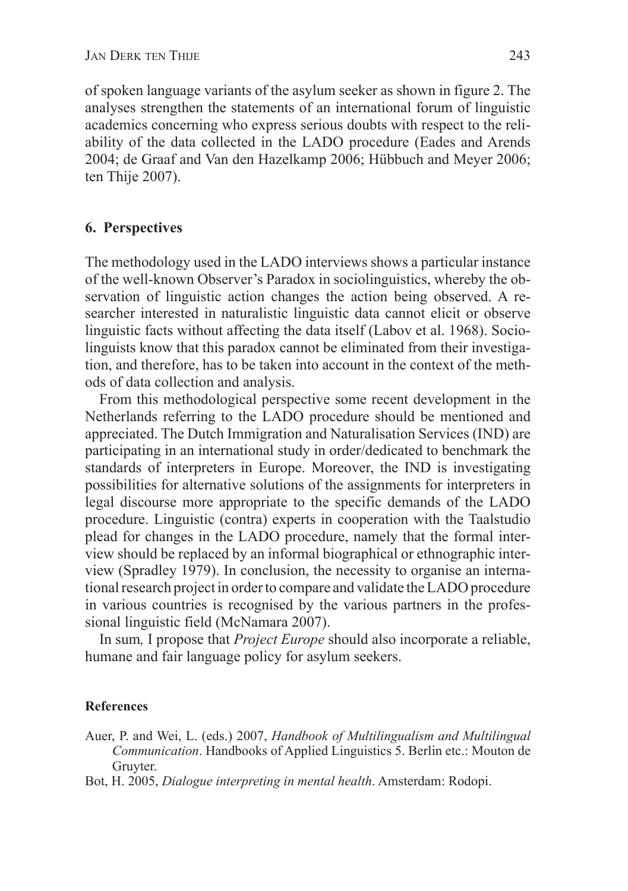of spoken language variants of the asylum seeker as shown in figure 2. The analyses strengthen the statements of an international forum of linguistic academics concerning who express serious doubts with respect to the reliability of the data collected in the LADO procedure (Eades and Arends 2004; de Graaf and Van den Hazelkamp 2006; Hübbuch and Meyer 2006; ten Thije 2007).

## 6. Perspectives

The methodology used in the LADO interviews shows a particular instance of the well-known Observer's Paradox in sociolinguistics, whereby the observation of linguistic action changes the action being observed. A researcher interested in naturalistic linguistic data cannot elicit or observe linguistic facts without affecting the data itself (Labov et al. 1968). Sociolinguists know that this paradox cannot be eliminated from their investigation, and therefore, has to be taken into account in the context of the methods of data collection and analysis.

From this methodological perspective some recent development in the Netherlands referring to the LADO procedure should be mentioned and appreciated. The Dutch Immigration and Naturalisation Services (IND) are participating in an international study in order/dedicated to benchmark the standards of interpreters in Europe. Moreover, the IND is investigating possibilities for alternative solutions of the assignments for interpreters in legal discourse more appropriate to the specific demands of the LADO procedure. Linguistic (contra) experts in cooperation with the Taalstudio plead for changes in the LADO procedure, namely that the formal interview should be replaced by an informal biographical or ethnographic interview (Spradley 1979). In conclusion, the necessity to organise an international research project in order to compare and validate the LADO procedure in various countries is recognised by the various partners in the professional linguistic field (McNamara 2007).

In sum, I propose that *Project Europe* should also incorporate a reliable, humane and fair language policy for asylum seekers.

### References

Auer, P. and Wei, L. (eds.) 2007, *Handbook of Multilingualism and Multilingual Communication*. Handbooks of Applied Linguistics 5. Berlin etc.: Mouton de Gruyter.

Bot, H. 2005, *Dialogue interpreting in mental health*. Amsterdam: Rodopi.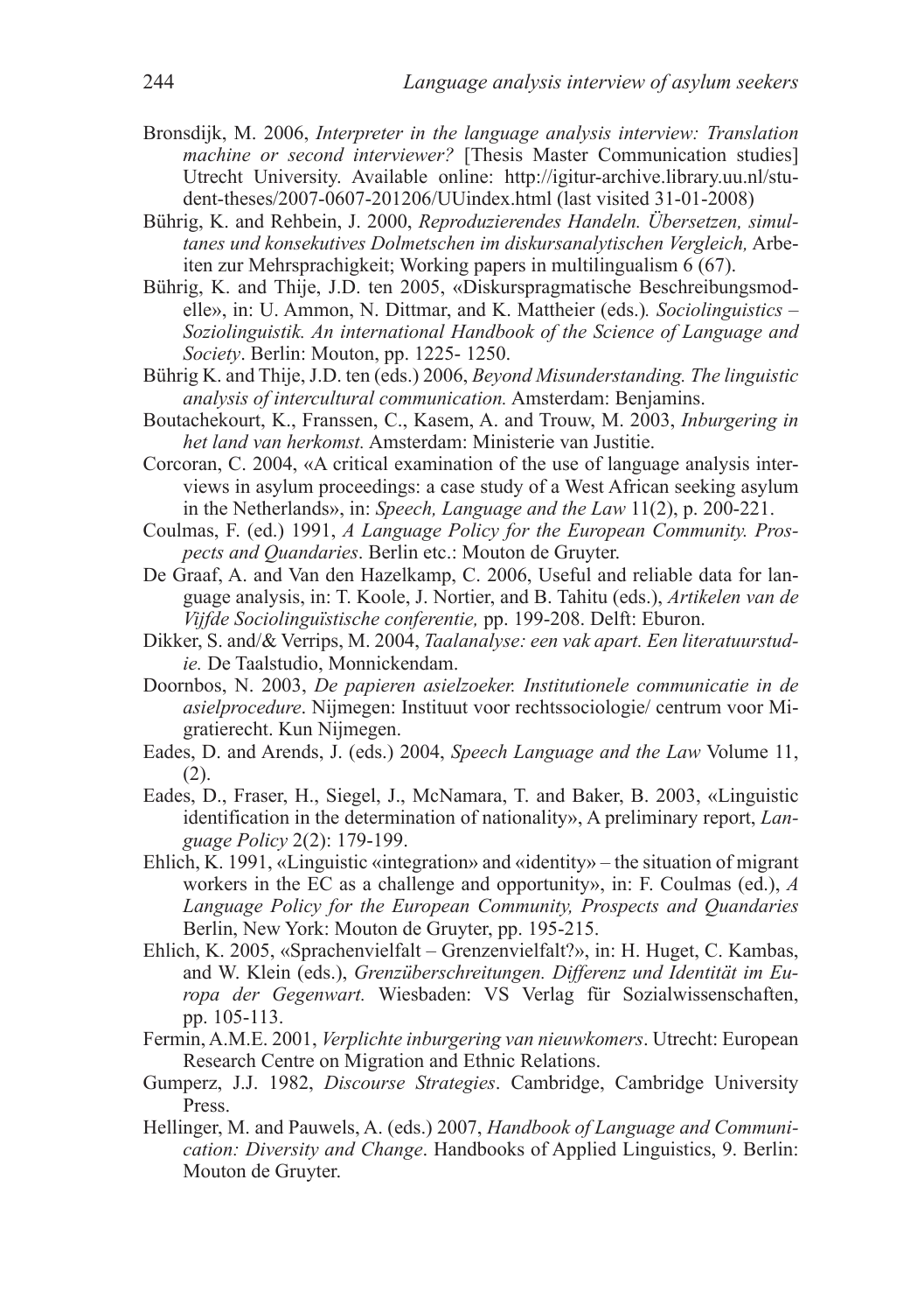Bronsdijk, M. 2006, *Interpreter in the language analysis interview: Translation machine or second interviewer?* [Thesis Master Communication studies] Utrecht University. Available online: http://igitur-archive.library.uu.nl/student-theses/2007-0607-201206/UUindex.html (last visited 31-01-2008)

Bührig, K. and Rehbein, J. 2000, *Reproduzierendes Handeln. Übersetzen, simultanes und konsekutives Dolmetschen im diskursanalytischen Vergleich,* Arbeiten zur Mehrsprachigkeit; Working papers in multilingualism 6 (67).

Bührig, K. and Thije, J.D. ten 2005, «Diskurspragmatische Beschreibungsmodelle», in: U. Ammon, N. Dittmar, and K. Mattheier (eds.)*. Sociolinguistics – Soziolinguistik. An international Handbook of the Science of Language and Society*. Berlin: Mouton, pp. 1225- 1250.

Bührig K. and Thije, J.D. ten (eds.) 2006, *Beyond Misunderstanding. The linguistic analysis of intercultural communication.* Amsterdam: Benjamins.

Boutachekourt, K., Franssen, C., Kasem, A. and Trouw, M. 2003, *Inburgering in het land van herkomst.* Amsterdam: Ministerie van Justitie.

Corcoran, C. 2004, «A critical examination of the use of language analysis interviews in asylum proceedings: a case study of a West African seeking asylum in the Netherlands», in: *Speech, Language and the Law* 11(2), p. 200-221.

Coulmas, F. (ed.) 1991, *A Language Policy for the European Community. Prospects and Quandaries*. Berlin etc.: Mouton de Gruyter.

De Graaf, A. and Van den Hazelkamp, C. 2006, Useful and reliable data for language analysis, in: T. Koole, J. Nortier, and B. Tahitu (eds.), *Artikelen van de Vijfde Sociolinguïstische conferentie,* pp. 199-208. Delft: Eburon.

Dikker, S. and/& Verrips, M. 2004, *Taalanalyse: een vak apart. Een literatuurstudie.* De Taalstudio, Monnickendam.

Doornbos, N. 2003, *De papieren asielzoeker. Institutionele communicatie in de asielprocedure*. Nijmegen: Instituut voor rechtssociologie/ centrum voor Migratierecht. Kun Nijmegen.

Eades, D. and Arends, J. (eds.) 2004, *Speech Language and the Law* Volume 11, (2).

Eades, D., Fraser, H., Siegel, J., McNamara, T. and Baker, B. 2003, «Linguistic identification in the determination of nationality», A preliminary report, *Language Policy* 2(2): 179-199.

Ehlich, K. 1991, «Linguistic «integration» and «identity» – the situation of migrant workers in the EC as a challenge and opportunity», in: F. Coulmas (ed.), *A Language Policy for the European Community, Prospects and Quandaries* Berlin, New York: Mouton de Gruyter, pp. 195-215.

Ehlich, K. 2005, «Sprachenvielfalt – Grenzenvielfalt?», in: H. Huget, C. Kambas, and W. Klein (eds.), *Grenzüberschreitungen. Differenz und Identität im Europa der Gegenwart.* Wiesbaden: VS Verlag für Sozialwissenschaften, pp. 105-113.

Fermin, A.M.E. 2001, *Verplichte inburgering van nieuwkomers*. Utrecht: European Research Centre on Migration and Ethnic Relations.

Gumperz, J.J. 1982, *Discourse Strategies*. Cambridge, Cambridge University Press.

Hellinger, M. and Pauwels, A. (eds.) 2007, *Handbook of Language and Communication: Diversity and Change*. Handbooks of Applied Linguistics, 9. Berlin: Mouton de Gruyter.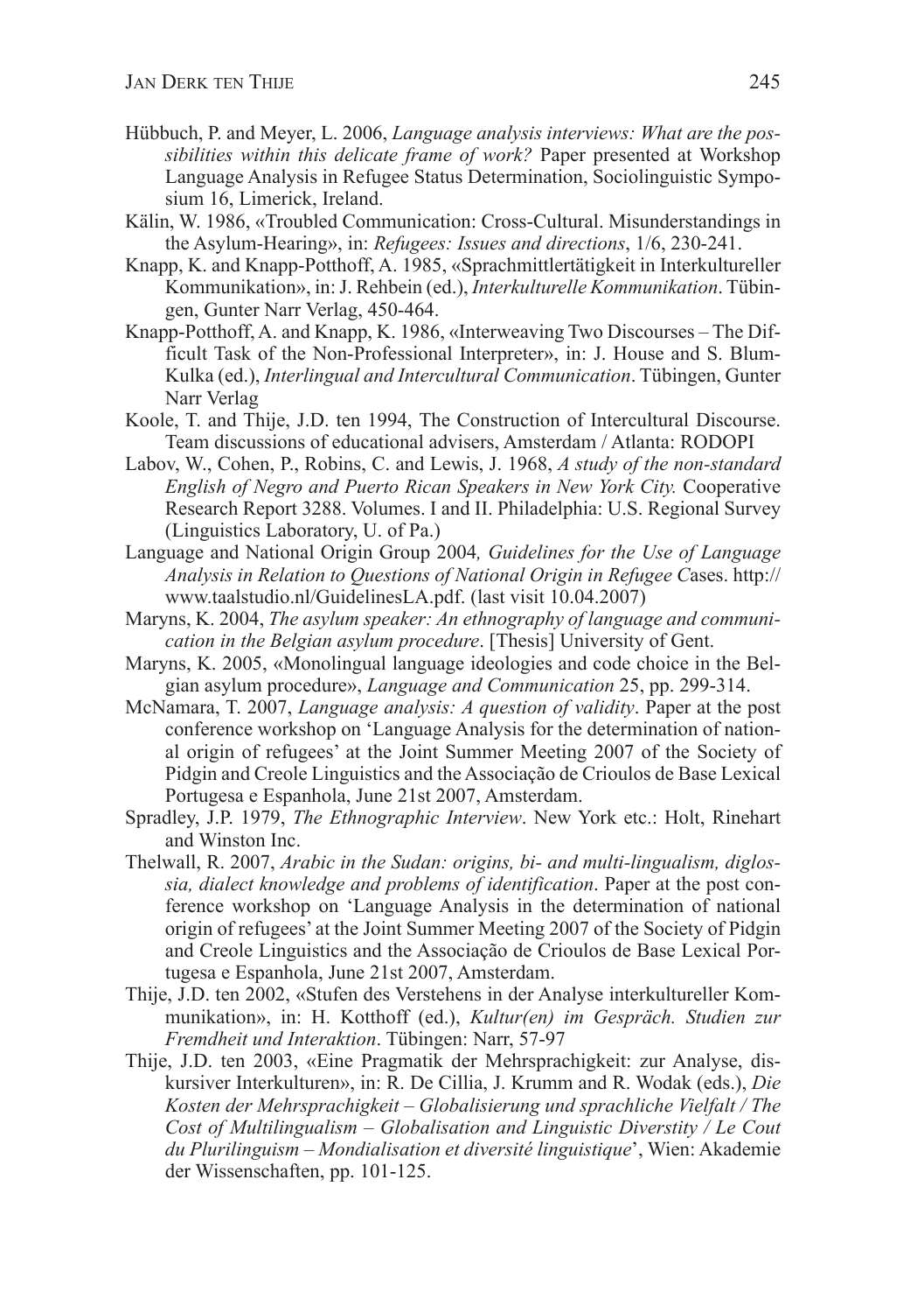Hübbuch, P. and Meyer, L. 2006, *Language analysis interviews: What are the possibilities within this delicate frame of work?* Paper presented at Workshop Language Analysis in Refugee Status Determination, Sociolinguistic Symposium 16, Limerick, Ireland.

Kälin, W. 1986, «Troubled Communication: Cross-Cultural. Misunderstandings in the Asylum-Hearing», in: *Refugees: Issues and directions*, 1/6, 230-241.

Knapp, K. and Knapp-Potthoff, A. 1985, «Sprachmittlertätigkeit in Interkultureller Kommunikation», in: J. Rehbein (ed.), *Interkulturelle Kommunikation*. Tübingen, Gunter Narr Verlag, 450-464.

Knapp-Potthoff, A. and Knapp, K. 1986, «Interweaving Two Discourses – The Difficult Task of the Non-Professional Interpreter», in: J. House and S. Blum-Kulka (ed.), *Interlingual and Intercultural Communication*. Tübingen, Gunter Narr Verlag

Koole, T. and Thije, J.D. ten 1994, The Construction of Intercultural Discourse. Team discussions of educational advisers, Amsterdam / Atlanta: RODOPI

Labov, W., Cohen, P., Robins, C. and Lewis, J. 1968, *A study of the non-standard English of Negro and Puerto Rican Speakers in New York City.* Cooperative Research Report 3288. Volumes. I and II. Philadelphia: U.S. Regional Survey (Linguistics Laboratory, U. of Pa.)

Language and National Origin Group 2004*, Guidelines for the Use of Language Analysis in Relation to Questions of National Origin in Refugee C*ases. http://www.taalstudio.nl/GuidelinesLA.pdf. (last visit 10.04.2007)

Maryns, K. 2004, *The asylum speaker: An ethnography of language and communication in the Belgian asylum procedure*. [Thesis] University of Gent.

Maryns, K. 2005, «Monolingual language ideologies and code choice in the Belgian asylum procedure», *Language and Communication* 25, pp. 299-314.

McNamara, T. 2007, *Language analysis: A question of validity*. Paper at the post conference workshop on 'Language Analysis for the determination of national origin of refugees' at the Joint Summer Meeting 2007 of the Society of Pidgin and Creole Linguistics and the Associação de Crioulos de Base Lexical Portugesa e Espanhola, June 21st 2007, Amsterdam.

Spradley, J.P. 1979, *The Ethnographic Interview*. New York etc.: Holt, Rinehart and Winston Inc.

Thelwall, R. 2007, *Arabic in the Sudan: origins, bi- and multi-lingualism, diglossia, dialect knowledge and problems of identification*. Paper at the post conference workshop on 'Language Analysis in the determination of national origin of refugees' at the Joint Summer Meeting 2007 of the Society of Pidgin and Creole Linguistics and the Associação de Crioulos de Base Lexical Portugesa e Espanhola, June 21st 2007, Amsterdam.

Thije, J.D. ten 2002, «Stufen des Verstehens in der Analyse interkultureller Kommunikation», in: H. Kotthoff (ed.), *Kultur(en) im Gespräch. Studien zur Fremdheit und Interaktion*. Tübingen: Narr, 57-97

Thije, J.D. ten 2003, «Eine Pragmatik der Mehrsprachigkeit: zur Analyse, diskursiver Interkulturen», in: R. De Cillia, J. Krumm and R. Wodak (eds.), *Die Kosten der Mehrsprachigkeit – Globalisierung und sprachliche Vielfalt / The Cost of Multilingualism – Globalisation and Linguistic Diverstity / Le Cout du Plurilinguism – Mondialisation et diversité linguistique*', Wien: Akademie der Wissenschaften, pp. 101-125.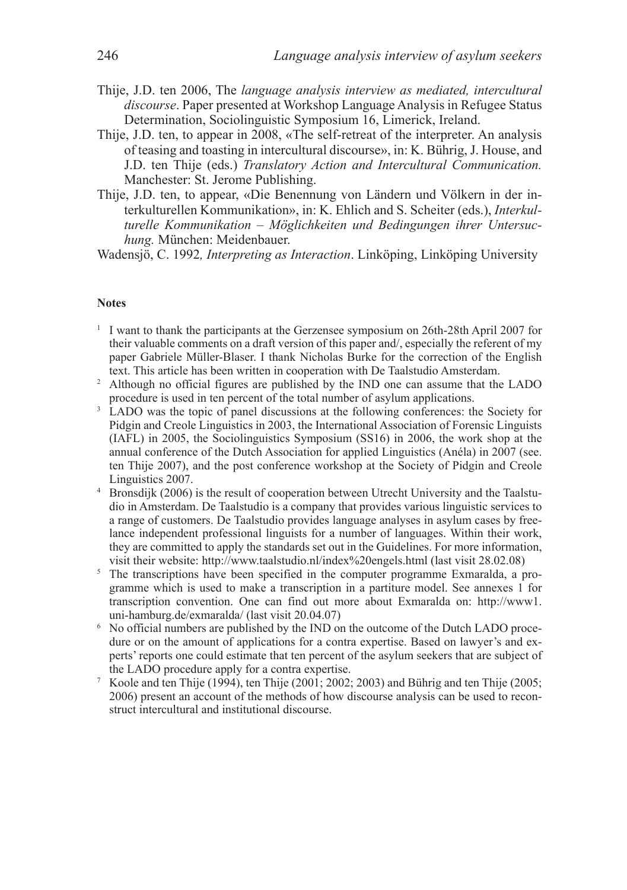Thije, J.D. ten 2006, The *language analysis interview as mediated, intercultural discourse*. Paper presented at Workshop Language Analysis in Refugee Status Determination, Sociolinguistic Symposium 16, Limerick, Ireland.

Thije, J.D. ten, to appear in 2008, «The self-retreat of the interpreter. An analysis of teasing and toasting in intercultural discourse», in: K. Bührig, J. House, and J.D. ten Thije (eds.) *Translatory Action and Intercultural Communication.* Manchester: St. Jerome Publishing.

Thije, J.D. ten, to appear, «Die Benennung von Ländern und Völkern in der interkulturellen Kommunikation», in: K. Ehlich and S. Scheiter (eds.), *Interkulturelle Kommunikation – Möglichkeiten und Bedingungen ihrer Untersuchung.* München: Meidenbauer.

Wadensjö, C. 1992*, Interpreting as Interaction*. Linköping, Linköping University

**Notes**

[1] I want to thank the participants at the Gerzensee symposium on 26th-28th April 2007 for their valuable comments on a draft version of this paper and/, especially the referent of my paper Gabriele Müller-Blaser. I thank Nicholas Burke for the correction of the English text. This article has been written in cooperation with De Taalstudio Amsterdam.

[2] Although no official figures are published by the IND one can assume that the LADO procedure is used in ten percent of the total number of asylum applications.

[3] LADO was the topic of panel discussions at the following conferences: the Society for Pidgin and Creole Linguistics in 2003, the International Association of Forensic Linguists (IAFL) in 2005, the Sociolinguistics Symposium (SS16) in 2006, the work shop at the annual conference of the Dutch Association for applied Linguistics (Anéla) in 2007 (see. ten Thije 2007), and the post conference workshop at the Society of Pidgin and Creole Linguistics 2007.

[4] Bronsdijk (2006) is the result of cooperation between Utrecht University and the Taalstudio in Amsterdam. De Taalstudio is a company that provides various linguistic services to a range of customers. De Taalstudio provides language analyses in asylum cases by freelance independent professional linguists for a number of languages. Within their work, they are committed to apply the standards set out in the Guidelines. For more information, visit their website: http://www.taalstudio.nl/index%20engels.html (last visit 28.02.08)

[5] The transcriptions have been specified in the computer programme Exmaralda, a programme which is used to make a transcription in a partiture model. See annexes 1 for transcription convention. One can find out more about Exmaralda on: http://www1.uni-hamburg.de/exmaralda/ (last visit 20.04.07)

[6] No official numbers are published by the IND on the outcome of the Dutch LADO procedure or on the amount of applications for a contra expertise. Based on lawyer's and experts' reports one could estimate that ten percent of the asylum seekers that are subject of the LADO procedure apply for a contra expertise.

[7] Koole and ten Thije (1994), ten Thije (2001; 2002; 2003) and Bührig and ten Thije (2005; 2006) present an account of the methods of how discourse analysis can be used to reconstruct intercultural and institutional discourse.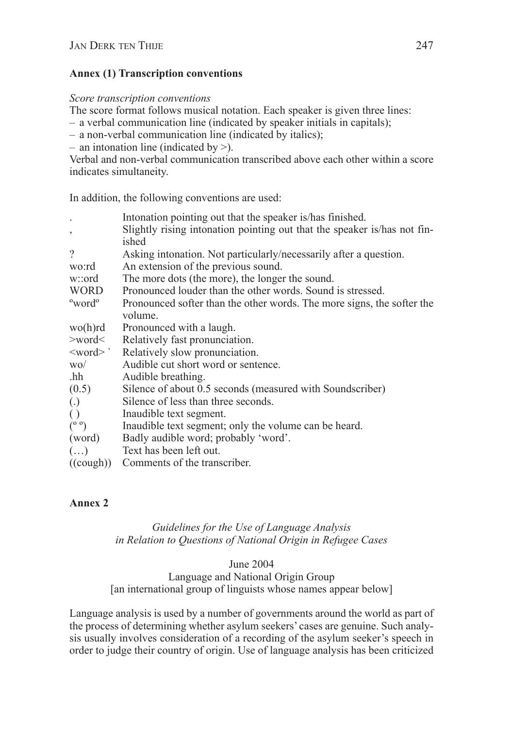### Annex (1) Transcription conventions

*Score transcription conventions*

The score format follows musical notation. Each speaker is given three lines:

– a verbal communication line (indicated by speaker initials in capitals);
– a non-verbal communication line (indicated by italics);
– an intonation line (indicated by >).

Verbal and non-verbal communication transcribed above each other within a score indicates simultaneity.

In addition, the following conventions are used:

| | |
|---|---|
| . | Intonation pointing out that the speaker is/has finished. |
| , | Slightly rising intonation pointing out that the speaker is/has not finished |
| ? | Asking intonation. Not particularly/necessarily after a question. |
| wo:rd | An extension of the previous sound. |
| w::ord | The more dots (the more), the longer the sound. |
| WORD | Pronounced louder than the other words. Sound is stressed. |
| ºwordº | Pronounced softer than the other words. The more signs, the softer the volume. |
| wo(h)rd | Pronounced with a laugh. |
| >word< | Relatively fast pronunciation. |
| <word> ` | Relatively slow pronunciation. |
| wo/ | Audible cut short word or sentence. |
| .hh | Audible breathing. |
| (0.5) | Silence of about 0.5 seconds (measured with Soundscriber) |
| (.) | Silence of less than three seconds. |
| ( ) | Inaudible text segment. |
| (º º) | Inaudible text segment; only the volume can be heard. |
| (word) | Badly audible word; probably ‘word’. |
| (…) | Text has been left out. |
| ((cough)) | Comments of the transcriber. |

### Annex 2

*Guidelines for the Use of Language Analysis in Relation to Questions of National Origin in Refugee Cases*

June 2004
Language and National Origin Group
[an international group of linguists whose names appear below]

Language analysis is used by a number of governments around the world as part of the process of determining whether asylum seekers' cases are genuine. Such analysis usually involves consideration of a recording of the asylum seeker's speech in order to judge their country of origin. Use of language analysis has been criticized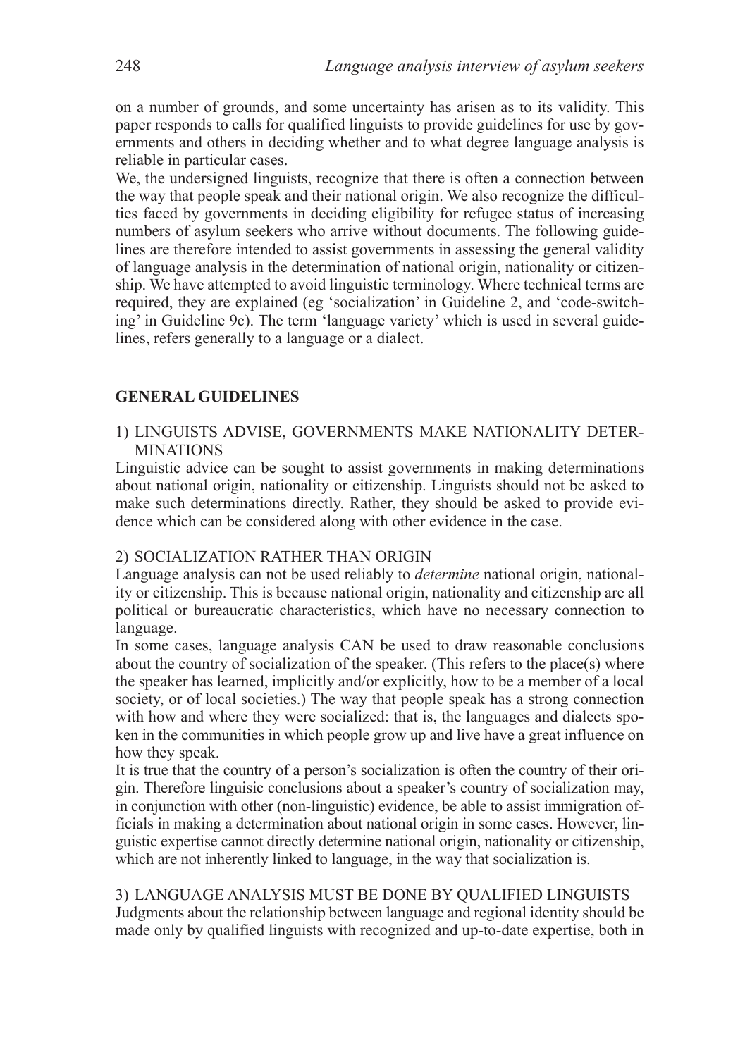on a number of grounds, and some uncertainty has arisen as to its validity. This paper responds to calls for qualified linguists to provide guidelines for use by governments and others in deciding whether and to what degree language analysis is reliable in particular cases.

We, the undersigned linguists, recognize that there is often a connection between the way that people speak and their national origin. We also recognize the difficulties faced by governments in deciding eligibility for refugee status of increasing numbers of asylum seekers who arrive without documents. The following guidelines are therefore intended to assist governments in assessing the general validity of language analysis in the determination of national origin, nationality or citizenship. We have attempted to avoid linguistic terminology. Where technical terms are required, they are explained (eg 'socialization' in Guideline 2, and 'code-switching' in Guideline 9c). The term 'language variety' which is used in several guidelines, refers generally to a language or a dialect.

## GENERAL GUIDELINES

### 1) LINGUISTS ADVISE, GOVERNMENTS MAKE NATIONALITY DETERMINATIONS

Linguistic advice can be sought to assist governments in making determinations about national origin, nationality or citizenship. Linguists should not be asked to make such determinations directly. Rather, they should be asked to provide evidence which can be considered along with other evidence in the case.

### 2) SOCIALIZATION RATHER THAN ORIGIN

Language analysis can not be used reliably to *determine* national origin, nationality or citizenship. This is because national origin, nationality and citizenship are all political or bureaucratic characteristics, which have no necessary connection to language.

In some cases, language analysis CAN be used to draw reasonable conclusions about the country of socialization of the speaker. (This refers to the place(s) where the speaker has learned, implicitly and/or explicitly, how to be a member of a local society, or of local societies.) The way that people speak has a strong connection with how and where they were socialized: that is, the languages and dialects spoken in the communities in which people grow up and live have a great influence on how they speak.

It is true that the country of a person's socialization is often the country of their origin. Therefore linguisic conclusions about a speaker's country of socialization may, in conjunction with other (non-linguistic) evidence, be able to assist immigration officials in making a determination about national origin in some cases. However, linguistic expertise cannot directly determine national origin, nationality or citizenship, which are not inherently linked to language, in the way that socialization is.

### 3) LANGUAGE ANALYSIS MUST BE DONE BY QUALIFIED LINGUISTS

Judgments about the relationship between language and regional identity should be made only by qualified linguists with recognized and up-to-date expertise, both in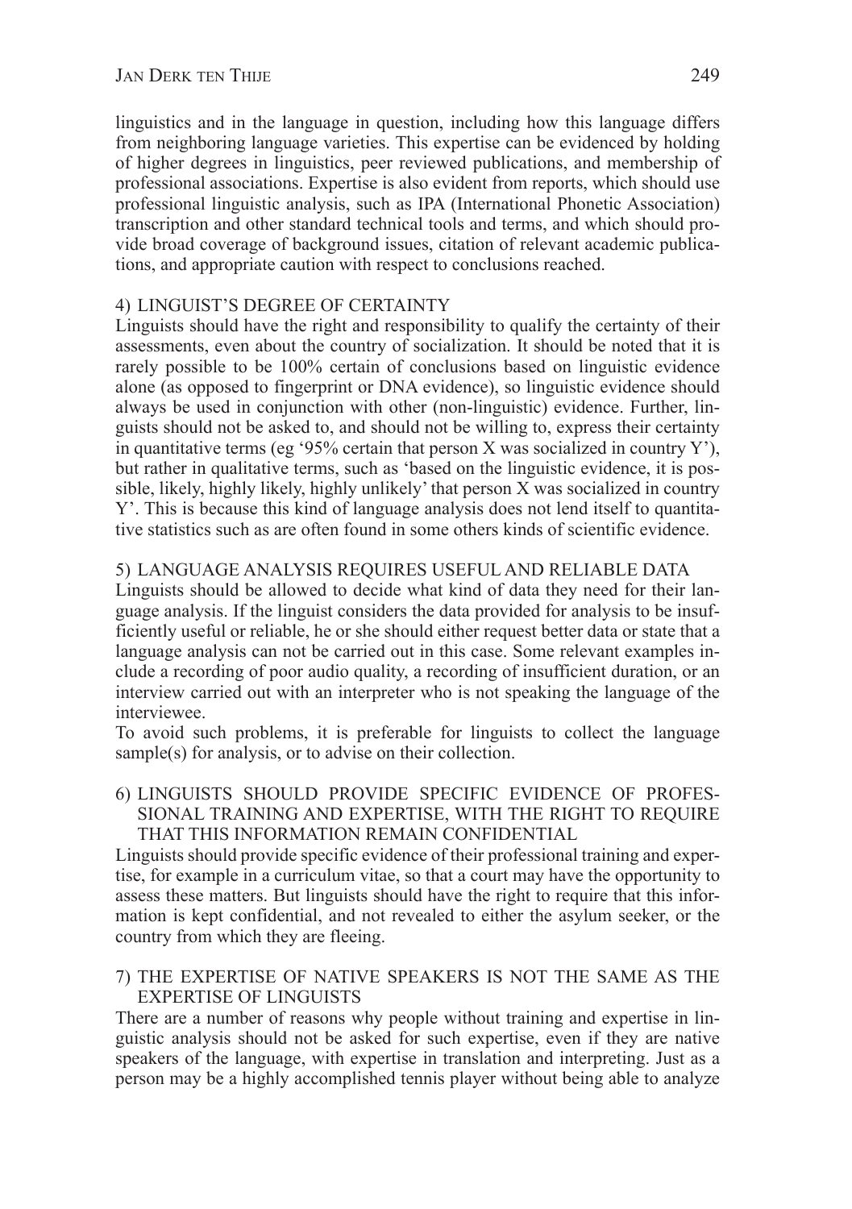linguistics and in the language in question, including how this language differs from neighboring language varieties. This expertise can be evidenced by holding of higher degrees in linguistics, peer reviewed publications, and membership of professional associations. Expertise is also evident from reports, which should use professional linguistic analysis, such as IPA (International Phonetic Association) transcription and other standard technical tools and terms, and which should provide broad coverage of background issues, citation of relevant academic publications, and appropriate caution with respect to conclusions reached.

4) LINGUIST'S DEGREE OF CERTAINTY

Linguists should have the right and responsibility to qualify the certainty of their assessments, even about the country of socialization. It should be noted that it is rarely possible to be 100% certain of conclusions based on linguistic evidence alone (as opposed to fingerprint or DNA evidence), so linguistic evidence should always be used in conjunction with other (non-linguistic) evidence. Further, linguists should not be asked to, and should not be willing to, express their certainty in quantitative terms (eg '95% certain that person X was socialized in country Y'), but rather in qualitative terms, such as 'based on the linguistic evidence, it is possible, likely, highly likely, highly unlikely' that person X was socialized in country Y'. This is because this kind of language analysis does not lend itself to quantitative statistics such as are often found in some others kinds of scientific evidence.

5) LANGUAGE ANALYSIS REQUIRES USEFUL AND RELIABLE DATA

Linguists should be allowed to decide what kind of data they need for their language analysis. If the linguist considers the data provided for analysis to be insufficiently useful or reliable, he or she should either request better data or state that a language analysis can not be carried out in this case. Some relevant examples include a recording of poor audio quality, a recording of insufficient duration, or an interview carried out with an interpreter who is not speaking the language of the interviewee.

To avoid such problems, it is preferable for linguists to collect the language sample(s) for analysis, or to advise on their collection.

6) LINGUISTS SHOULD PROVIDE SPECIFIC EVIDENCE OF PROFESSIONAL TRAINING AND EXPERTISE, WITH THE RIGHT TO REQUIRE THAT THIS INFORMATION REMAIN CONFIDENTIAL

Linguists should provide specific evidence of their professional training and expertise, for example in a curriculum vitae, so that a court may have the opportunity to assess these matters. But linguists should have the right to require that this information is kept confidential, and not revealed to either the asylum seeker, or the country from which they are fleeing.

7) THE EXPERTISE OF NATIVE SPEAKERS IS NOT THE SAME AS THE EXPERTISE OF LINGUISTS

There are a number of reasons why people without training and expertise in linguistic analysis should not be asked for such expertise, even if they are native speakers of the language, with expertise in translation and interpreting. Just as a person may be a highly accomplished tennis player without being able to analyze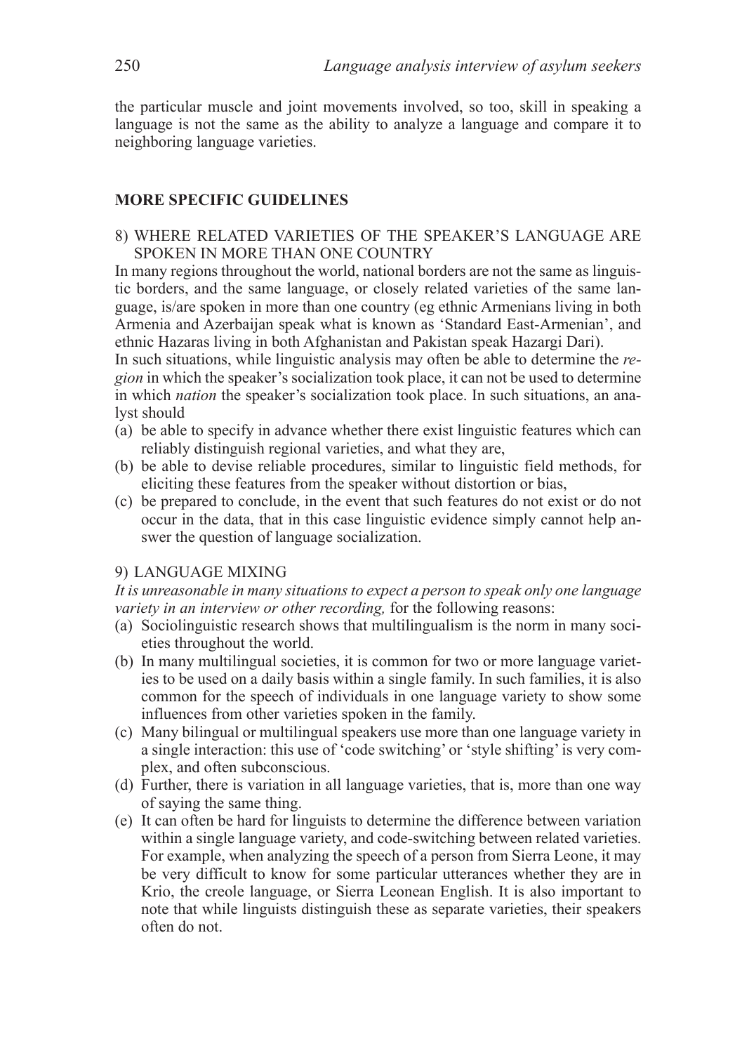the particular muscle and joint movements involved, so too, skill in speaking a language is not the same as the ability to analyze a language and compare it to neighboring language varieties.

## MORE SPECIFIC GUIDELINES

### 8) WHERE RELATED VARIETIES OF THE SPEAKER'S LANGUAGE ARE SPOKEN IN MORE THAN ONE COUNTRY

In many regions throughout the world, national borders are not the same as linguistic borders, and the same language, or closely related varieties of the same language, is/are spoken in more than one country (eg ethnic Armenians living in both Armenia and Azerbaijan speak what is known as 'Standard East-Armenian', and ethnic Hazaras living in both Afghanistan and Pakistan speak Hazargi Dari).

In such situations, while linguistic analysis may often be able to determine the *region* in which the speaker's socialization took place, it can not be used to determine in which *nation* the speaker's socialization took place. In such situations, an analyst should

(a) be able to specify in advance whether there exist linguistic features which can reliably distinguish regional varieties, and what they are,
(b) be able to devise reliable procedures, similar to linguistic field methods, for eliciting these features from the speaker without distortion or bias,
(c) be prepared to conclude, in the event that such features do not exist or do not occur in the data, that in this case linguistic evidence simply cannot help answer the question of language socialization.

### 9) LANGUAGE MIXING

*It is unreasonable in many situations to expect a person to speak only one language variety in an interview or other recording,* for the following reasons:

(a) Sociolinguistic research shows that multilingualism is the norm in many societies throughout the world.
(b) In many multilingual societies, it is common for two or more language varieties to be used on a daily basis within a single family. In such families, it is also common for the speech of individuals in one language variety to show some influences from other varieties spoken in the family.
(c) Many bilingual or multilingual speakers use more than one language variety in a single interaction: this use of 'code switching' or 'style shifting' is very complex, and often subconscious.
(d) Further, there is variation in all language varieties, that is, more than one way of saying the same thing.
(e) It can often be hard for linguists to determine the difference between variation within a single language variety, and code-switching between related varieties. For example, when analyzing the speech of a person from Sierra Leone, it may be very difficult to know for some particular utterances whether they are in Krio, the creole language, or Sierra Leonean English. It is also important to note that while linguists distinguish these as separate varieties, their speakers often do not.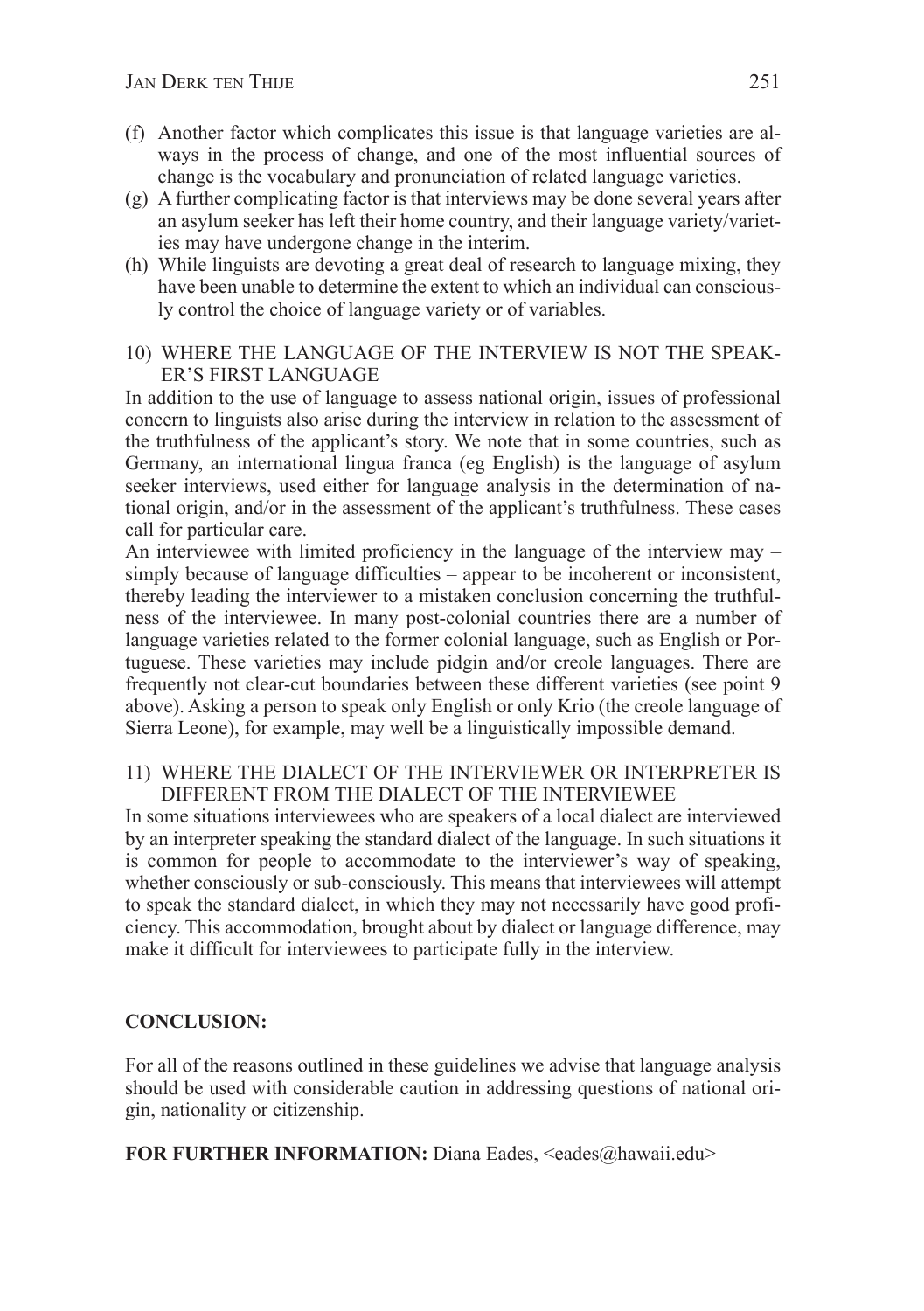(f) Another factor which complicates this issue is that language varieties are always in the process of change, and one of the most influential sources of change is the vocabulary and pronunciation of related language varieties.

(g) A further complicating factor is that interviews may be done several years after an asylum seeker has left their home country, and their language variety/varieties may have undergone change in the interim.

(h) While linguists are devoting a great deal of research to language mixing, they have been unable to determine the extent to which an individual can consciously control the choice of language variety or of variables.

10) WHERE THE LANGUAGE OF THE INTERVIEW IS NOT THE SPEAKER'S FIRST LANGUAGE

In addition to the use of language to assess national origin, issues of professional concern to linguists also arise during the interview in relation to the assessment of the truthfulness of the applicant's story. We note that in some countries, such as Germany, an international lingua franca (eg English) is the language of asylum seeker interviews, used either for language analysis in the determination of national origin, and/or in the assessment of the applicant's truthfulness. These cases call for particular care.

An interviewee with limited proficiency in the language of the interview may – simply because of language difficulties – appear to be incoherent or inconsistent, thereby leading the interviewer to a mistaken conclusion concerning the truthfulness of the interviewee. In many post-colonial countries there are a number of language varieties related to the former colonial language, such as English or Portuguese. These varieties may include pidgin and/or creole languages. There are frequently not clear-cut boundaries between these different varieties (see point 9 above). Asking a person to speak only English or only Krio (the creole language of Sierra Leone), for example, may well be a linguistically impossible demand.

11) WHERE THE DIALECT OF THE INTERVIEWER OR INTERPRETER IS DIFFERENT FROM THE DIALECT OF THE INTERVIEWEE

In some situations interviewees who are speakers of a local dialect are interviewed by an interpreter speaking the standard dialect of the language. In such situations it is common for people to accommodate to the interviewer's way of speaking, whether consciously or sub-consciously. This means that interviewees will attempt to speak the standard dialect, in which they may not necessarily have good proficiency. This accommodation, brought about by dialect or language difference, may make it difficult for interviewees to participate fully in the interview.

**CONCLUSION:**

For all of the reasons outlined in these guidelines we advise that language analysis should be used with considerable caution in addressing questions of national origin, nationality or citizenship.

**FOR FURTHER INFORMATION:** Diana Eades, <eades@hawaii.edu>